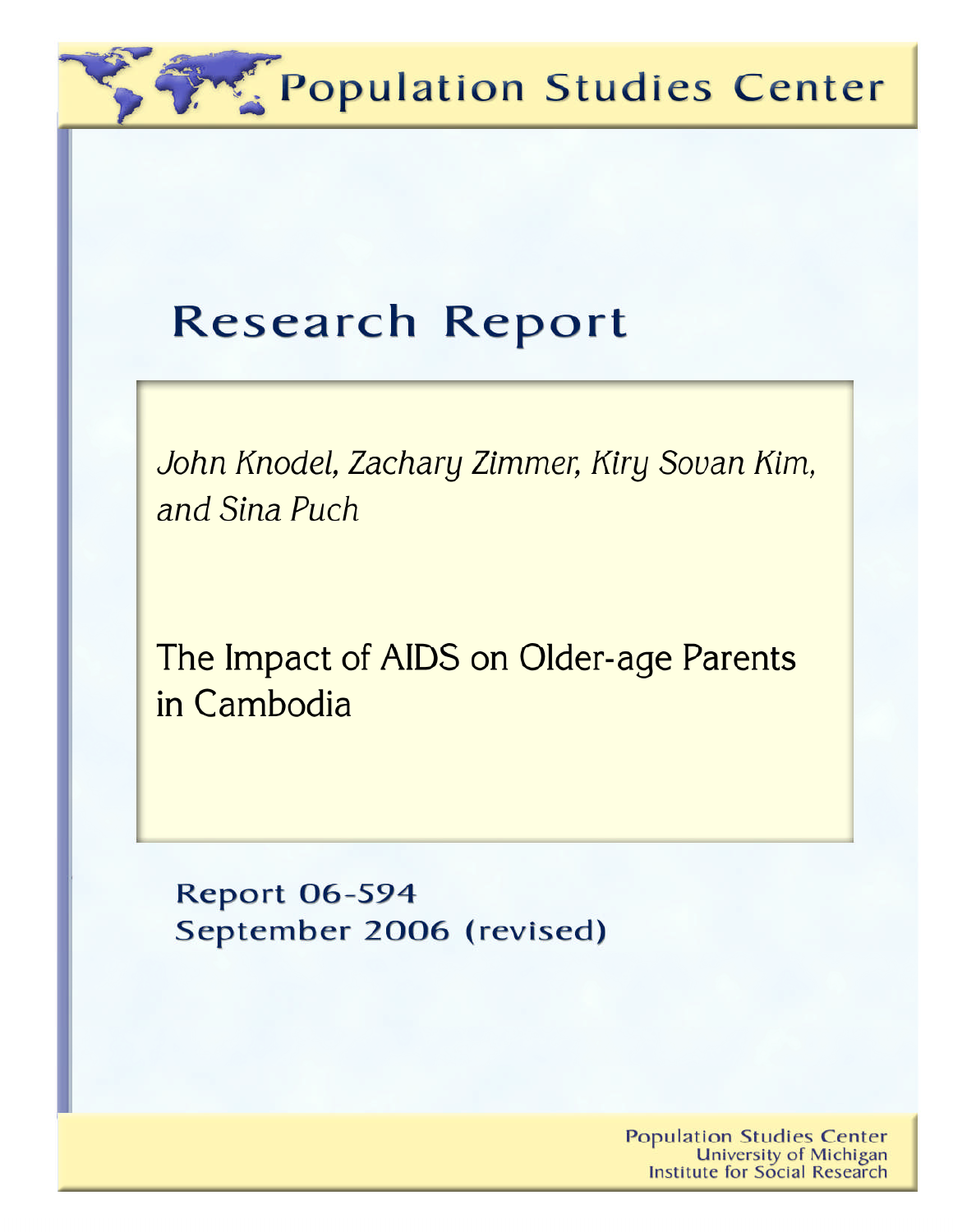# Population Studies Center

## Research Report

*John Knodel, Zachary Zimmer, Kiry Sovan Kim, and Sina Puch*

The Impact of AIDS on Older-age Parents in Cambodia

**Report 06-594**
**September 2006 (revised)**

Population Studies Center
University of Michigan
Institute for Social Research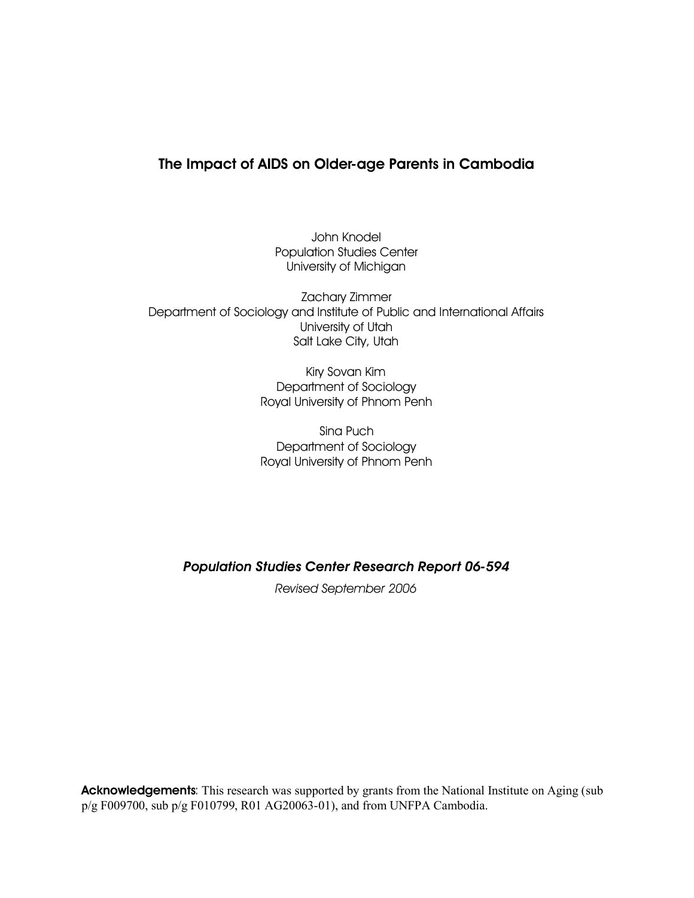# The Impact of AIDS on Older-age Parents in Cambodia

John Knodel
Population Studies Center
University of Michigan

Zachary Zimmer
Department of Sociology and Institute of Public and International Affairs
University of Utah
Salt Lake City, Utah

Kiry Sovan Kim
Department of Sociology
Royal University of Phnom Penh

Sina Puch
Department of Sociology
Royal University of Phnom Penh

***Population Studies Center Research Report 06-594***

*Revised September 2006*

**Acknowledgements**: This research was supported by grants from the National Institute on Aging (sub p/g F009700, sub p/g F010799, R01 AG20063-01), and from UNFPA Cambodia.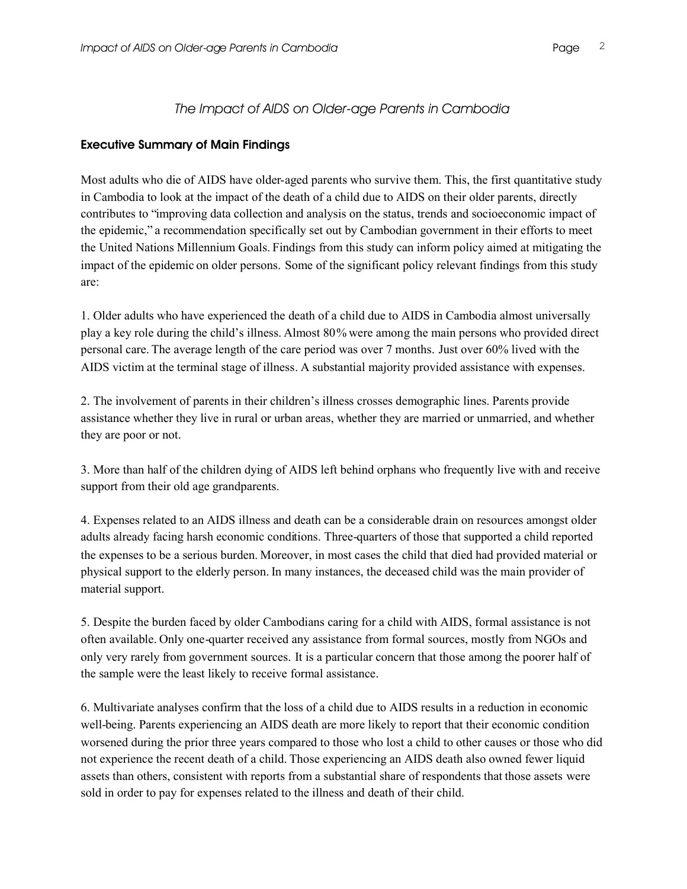# *The Impact of AIDS on Older-age Parents in Cambodia*

## Executive Summary of Main Findings

Most adults who die of AIDS have older-aged parents who survive them. This, the first quantitative study in Cambodia to look at the impact of the death of a child due to AIDS on their older parents, directly contributes to "improving data collection and analysis on the status, trends and socioeconomic impact of the epidemic," a recommendation specifically set out by Cambodian government in their efforts to meet the United Nations Millennium Goals. Findings from this study can inform policy aimed at mitigating the impact of the epidemic on older persons. Some of the significant policy relevant findings from this study are:

1. Older adults who have experienced the death of a child due to AIDS in Cambodia almost universally play a key role during the child's illness. Almost 80% were among the main persons who provided direct personal care. The average length of the care period was over 7 months. Just over 60% lived with the AIDS victim at the terminal stage of illness. A substantial majority provided assistance with expenses.

2. The involvement of parents in their children's illness crosses demographic lines. Parents provide assistance whether they live in rural or urban areas, whether they are married or unmarried, and whether they are poor or not.

3. More than half of the children dying of AIDS left behind orphans who frequently live with and receive support from their old age grandparents.

4. Expenses related to an AIDS illness and death can be a considerable drain on resources amongst older adults already facing harsh economic conditions. Three-quarters of those that supported a child reported the expenses to be a serious burden. Moreover, in most cases the child that died had provided material or physical support to the elderly person. In many instances, the deceased child was the main provider of material support.

5. Despite the burden faced by older Cambodians caring for a child with AIDS, formal assistance is not often available. Only one-quarter received any assistance from formal sources, mostly from NGOs and only very rarely from government sources. It is a particular concern that those among the poorer half of the sample were the least likely to receive formal assistance.

6. Multivariate analyses confirm that the loss of a child due to AIDS results in a reduction in economic well-being. Parents experiencing an AIDS death are more likely to report that their economic condition worsened during the prior three years compared to those who lost a child to other causes or those who did not experience the recent death of a child. Those experiencing an AIDS death also owned fewer liquid assets than others, consistent with reports from a substantial share of respondents that those assets were sold in order to pay for expenses related to the illness and death of their child.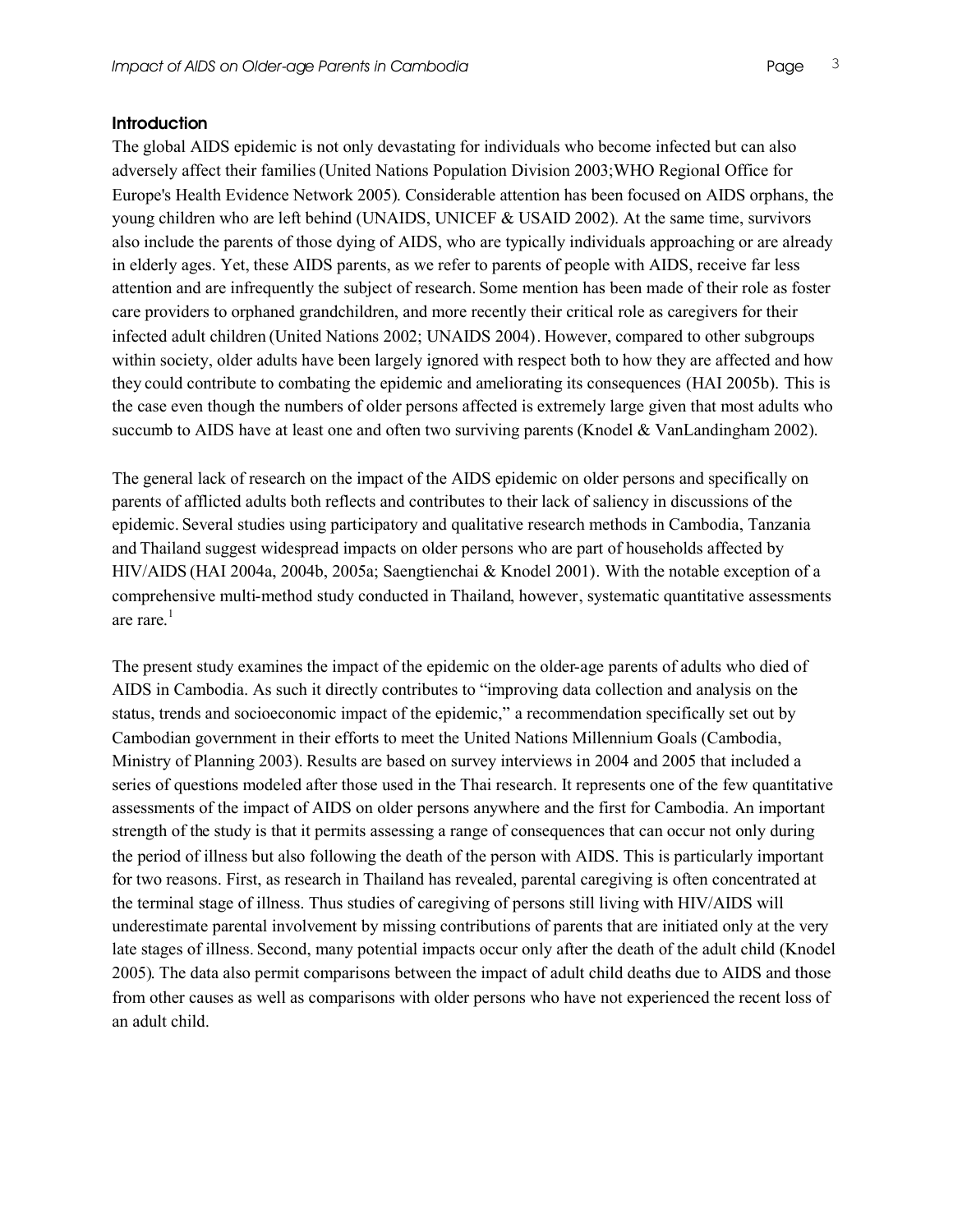## Introduction

The global AIDS epidemic is not only devastating for individuals who become infected but can also adversely affect their families (United Nations Population Division 2003; WHO Regional Office for Europe's Health Evidence Network 2005). Considerable attention has been focused on AIDS orphans, the young children who are left behind (UNAIDS, UNICEF & USAID 2002). At the same time, survivors also include the parents of those dying of AIDS, who are typically individuals approaching or are already in elderly ages. Yet, these AIDS parents, as we refer to parents of people with AIDS, receive far less attention and are infrequently the subject of research. Some mention has been made of their role as foster care providers to orphaned grandchildren, and more recently their critical role as caregivers for their infected adult children (United Nations 2002; UNAIDS 2004). However, compared to other subgroups within society, older adults have been largely ignored with respect both to how they are affected and how they could contribute to combating the epidemic and ameliorating its consequences (HAI 2005b). This is the case even though the numbers of older persons affected is extremely large given that most adults who succumb to AIDS have at least one and often two surviving parents (Knodel & VanLandingham 2002).

The general lack of research on the impact of the AIDS epidemic on older persons and specifically on parents of afflicted adults both reflects and contributes to their lack of saliency in discussions of the epidemic. Several studies using participatory and qualitative research methods in Cambodia, Tanzania and Thailand suggest widespread impacts on older persons who are part of households affected by HIV/AIDS (HAI 2004a, 2004b, 2005a; Saengtienchai & Knodel 2001). With the notable exception of a comprehensive multi-method study conducted in Thailand, however, systematic quantitative assessments are rare.[1]

The present study examines the impact of the epidemic on the older-age parents of adults who died of AIDS in Cambodia. As such it directly contributes to "improving data collection and analysis on the status, trends and socioeconomic impact of the epidemic," a recommendation specifically set out by Cambodian government in their efforts to meet the United Nations Millennium Goals (Cambodia, Ministry of Planning 2003). Results are based on survey interviews in 2004 and 2005 that included a series of questions modeled after those used in the Thai research. It represents one of the few quantitative assessments of the impact of AIDS on older persons anywhere and the first for Cambodia. An important strength of the study is that it permits assessing a range of consequences that can occur not only during the period of illness but also following the death of the person with AIDS. This is particularly important for two reasons. First, as research in Thailand has revealed, parental caregiving is often concentrated at the terminal stage of illness. Thus studies of caregiving of persons still living with HIV/AIDS will underestimate parental involvement by missing contributions of parents that are initiated only at the very late stages of illness. Second, many potential impacts occur only after the death of the adult child (Knodel 2005). The data also permit comparisons between the impact of adult child deaths due to AIDS and those from other causes as well as comparisons with older persons who have not experienced the recent loss of an adult child.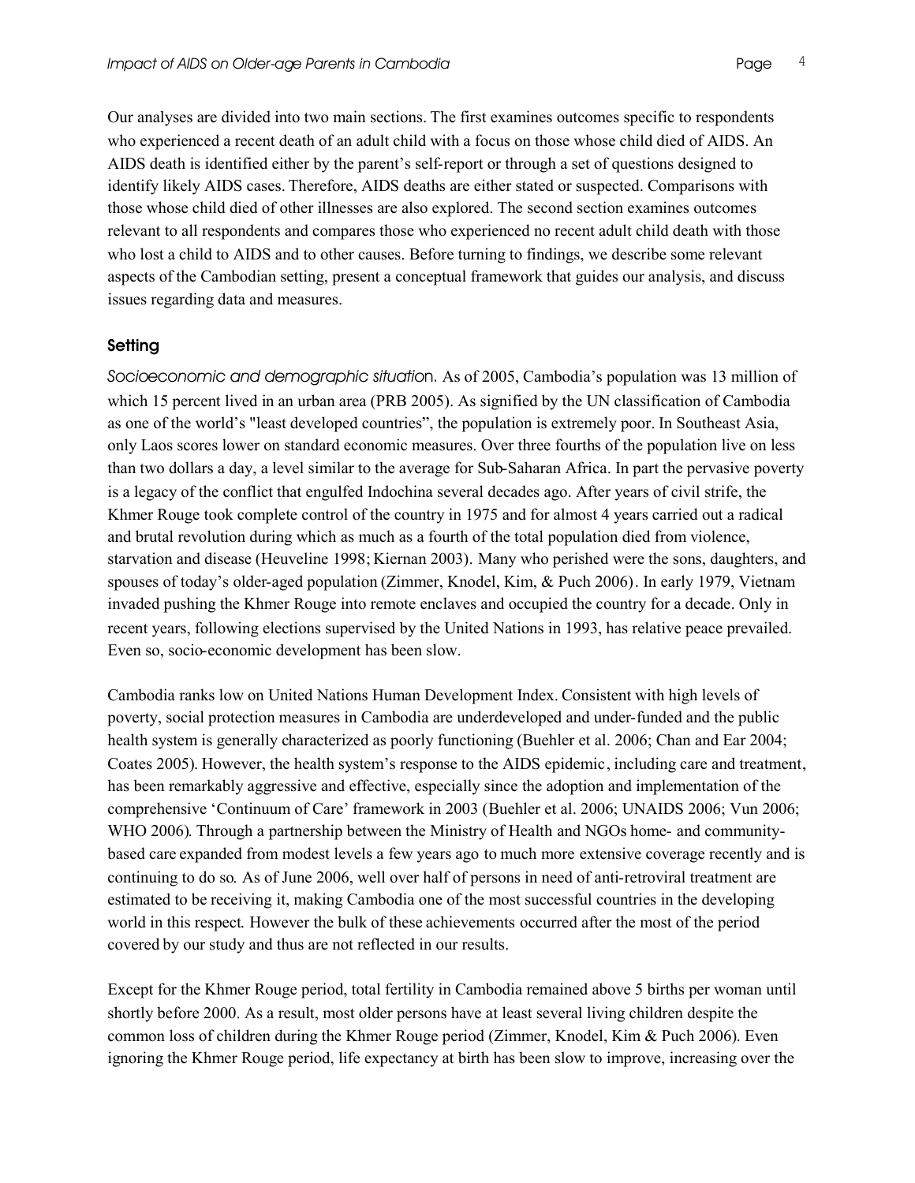Our analyses are divided into two main sections. The first examines outcomes specific to respondents who experienced a recent death of an adult child with a focus on those whose child died of AIDS. An AIDS death is identified either by the parent's self-report or through a set of questions designed to identify likely AIDS cases. Therefore, AIDS deaths are either stated or suspected. Comparisons with those whose child died of other illnesses are also explored. The second section examines outcomes relevant to all respondents and compares those who experienced no recent adult child death with those who lost a child to AIDS and to other causes. Before turning to findings, we describe some relevant aspects of the Cambodian setting, present a conceptual framework that guides our analysis, and discuss issues regarding data and measures.

## Setting

*Socioeconomic and demographic situation*. As of 2005, Cambodia's population was 13 million of which 15 percent lived in an urban area (PRB 2005). As signified by the UN classification of Cambodia as one of the world's "least developed countries", the population is extremely poor. In Southeast Asia, only Laos scores lower on standard economic measures. Over three fourths of the population live on less than two dollars a day, a level similar to the average for Sub-Saharan Africa. In part the pervasive poverty is a legacy of the conflict that engulfed Indochina several decades ago. After years of civil strife, the Khmer Rouge took complete control of the country in 1975 and for almost 4 years carried out a radical and brutal revolution during which as much as a fourth of the total population died from violence, starvation and disease (Heuveline 1998; Kiernan 2003). Many who perished were the sons, daughters, and spouses of today's older-aged population (Zimmer, Knodel, Kim, & Puch 2006). In early 1979, Vietnam invaded pushing the Khmer Rouge into remote enclaves and occupied the country for a decade. Only in recent years, following elections supervised by the United Nations in 1993, has relative peace prevailed. Even so, socio-economic development has been slow.

Cambodia ranks low on United Nations Human Development Index. Consistent with high levels of poverty, social protection measures in Cambodia are underdeveloped and under-funded and the public health system is generally characterized as poorly functioning (Buehler et al. 2006; Chan and Ear 2004; Coates 2005). However, the health system's response to the AIDS epidemic, including care and treatment, has been remarkably aggressive and effective, especially since the adoption and implementation of the comprehensive 'Continuum of Care' framework in 2003 (Buehler et al. 2006; UNAIDS 2006; Vun 2006; WHO 2006). Through a partnership between the Ministry of Health and NGOs home- and community-based care expanded from modest levels a few years ago to much more extensive coverage recently and is continuing to do so. As of June 2006, well over half of persons in need of anti-retroviral treatment are estimated to be receiving it, making Cambodia one of the most successful countries in the developing world in this respect. However the bulk of these achievements occurred after the most of the period covered by our study and thus are not reflected in our results.

Except for the Khmer Rouge period, total fertility in Cambodia remained above 5 births per woman until shortly before 2000. As a result, most older persons have at least several living children despite the common loss of children during the Khmer Rouge period (Zimmer, Knodel, Kim & Puch 2006). Even ignoring the Khmer Rouge period, life expectancy at birth has been slow to improve, increasing over the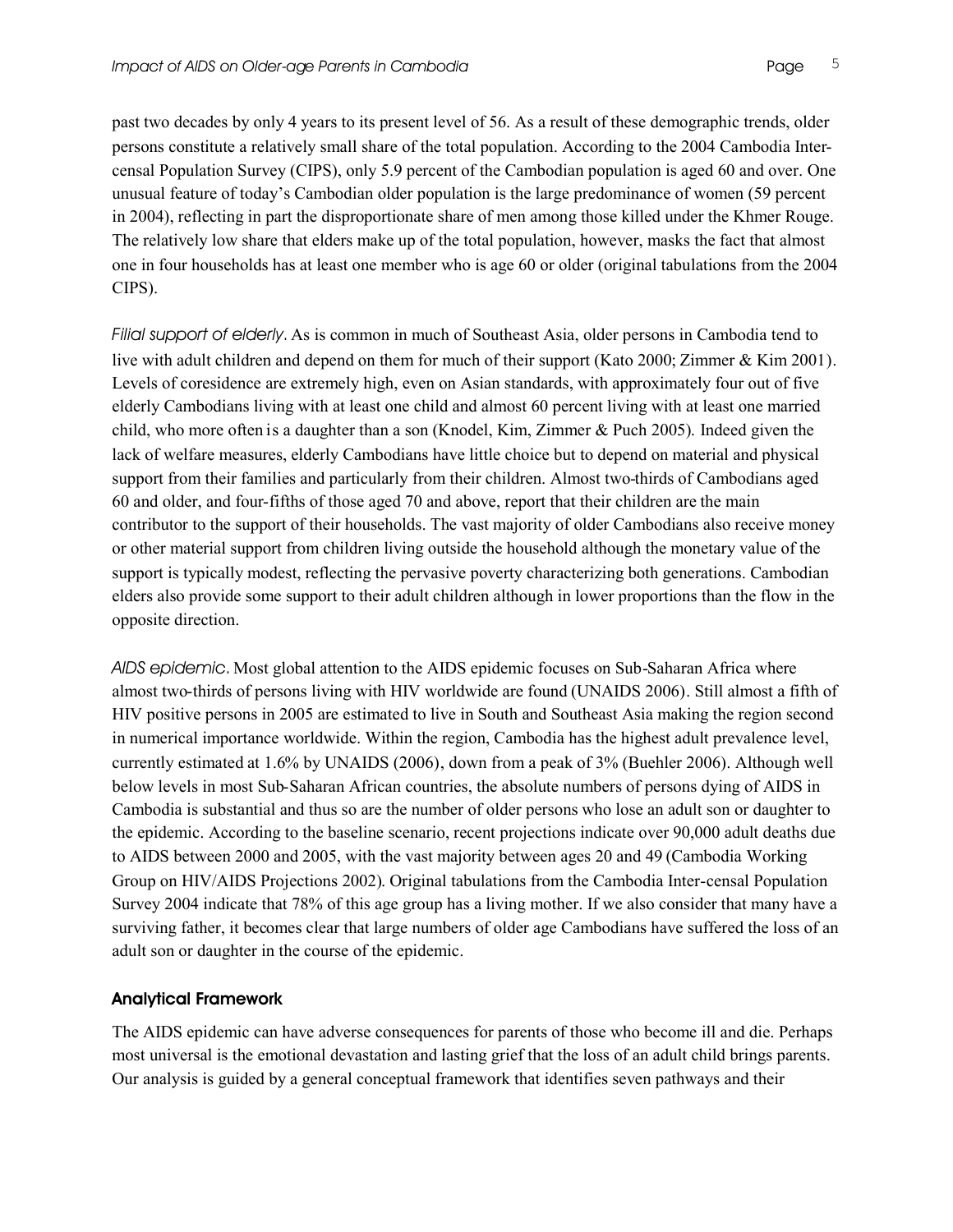past two decades by only 4 years to its present level of 56. As a result of these demographic trends, older persons constitute a relatively small share of the total population. According to the 2004 Cambodia Inter-censal Population Survey (CIPS), only 5.9 percent of the Cambodian population is aged 60 and over. One unusual feature of today's Cambodian older population is the large predominance of women (59 percent in 2004), reflecting in part the disproportionate share of men among those killed under the Khmer Rouge. The relatively low share that elders make up of the total population, however, masks the fact that almost one in four households has at least one member who is age 60 or older (original tabulations from the 2004 CIPS).

*Filial support of elderly*. As is common in much of Southeast Asia, older persons in Cambodia tend to live with adult children and depend on them for much of their support (Kato 2000; Zimmer & Kim 2001). Levels of coresidence are extremely high, even on Asian standards, with approximately four out of five elderly Cambodians living with at least one child and almost 60 percent living with at least one married child, who more often is a daughter than a son (Knodel, Kim, Zimmer & Puch 2005). Indeed given the lack of welfare measures, elderly Cambodians have little choice but to depend on material and physical support from their families and particularly from their children. Almost two-thirds of Cambodians aged 60 and older, and four-fifths of those aged 70 and above, report that their children are the main contributor to the support of their households. The vast majority of older Cambodians also receive money or other material support from children living outside the household although the monetary value of the support is typically modest, reflecting the pervasive poverty characterizing both generations. Cambodian elders also provide some support to their adult children although in lower proportions than the flow in the opposite direction.

*AIDS epidemic*. Most global attention to the AIDS epidemic focuses on Sub-Saharan Africa where almost two-thirds of persons living with HIV worldwide are found (UNAIDS 2006). Still almost a fifth of HIV positive persons in 2005 are estimated to live in South and Southeast Asia making the region second in numerical importance worldwide. Within the region, Cambodia has the highest adult prevalence level, currently estimated at 1.6% by UNAIDS (2006), down from a peak of 3% (Buehler 2006). Although well below levels in most Sub-Saharan African countries, the absolute numbers of persons dying of AIDS in Cambodia is substantial and thus so are the number of older persons who lose an adult son or daughter to the epidemic. According to the baseline scenario, recent projections indicate over 90,000 adult deaths due to AIDS between 2000 and 2005, with the vast majority between ages 20 and 49 (Cambodia Working Group on HIV/AIDS Projections 2002). Original tabulations from the Cambodia Inter-censal Population Survey 2004 indicate that 78% of this age group has a living mother. If we also consider that many have a surviving father, it becomes clear that large numbers of older age Cambodians have suffered the loss of an adult son or daughter in the course of the epidemic.

## Analytical Framework

The AIDS epidemic can have adverse consequences for parents of those who become ill and die. Perhaps most universal is the emotional devastation and lasting grief that the loss of an adult child brings parents. Our analysis is guided by a general conceptual framework that identifies seven pathways and their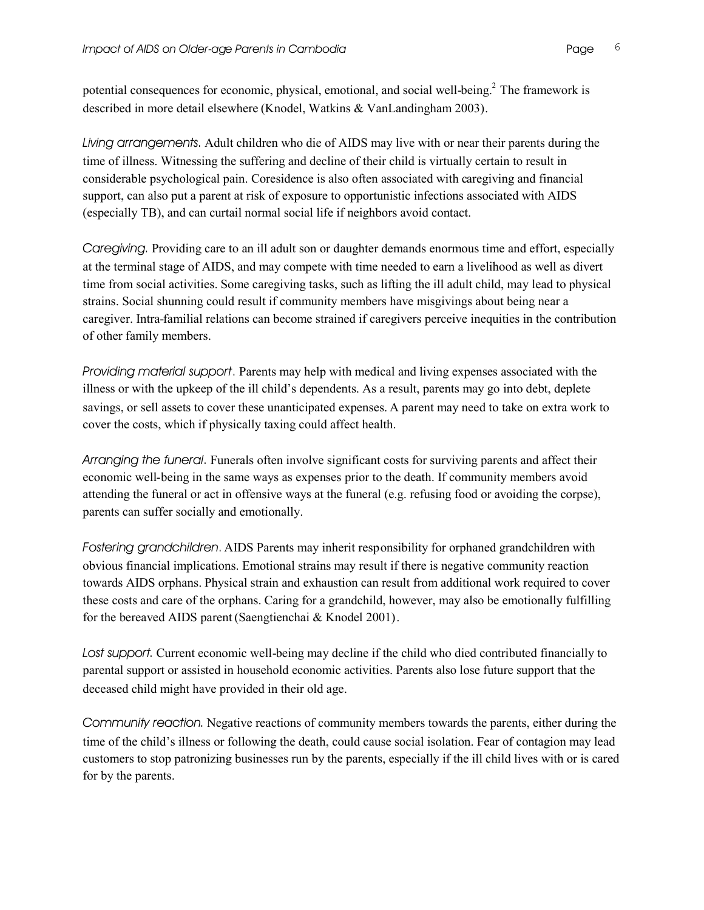potential consequences for economic, physical, emotional, and social well-being.[2] The framework is described in more detail elsewhere (Knodel, Watkins & VanLandingham 2003).

*Living arrangements.* Adult children who die of AIDS may live with or near their parents during the time of illness. Witnessing the suffering and decline of their child is virtually certain to result in considerable psychological pain. Coresidence is also often associated with caregiving and financial support, can also put a parent at risk of exposure to opportunistic infections associated with AIDS (especially TB), and can curtail normal social life if neighbors avoid contact.

*Caregiving.* Providing care to an ill adult son or daughter demands enormous time and effort, especially at the terminal stage of AIDS, and may compete with time needed to earn a livelihood as well as divert time from social activities. Some caregiving tasks, such as lifting the ill adult child, may lead to physical strains. Social shunning could result if community members have misgivings about being near a caregiver. Intra-familial relations can become strained if caregivers perceive inequities in the contribution of other family members.

*Providing material support*. Parents may help with medical and living expenses associated with the illness or with the upkeep of the ill child's dependents. As a result, parents may go into debt, deplete savings, or sell assets to cover these unanticipated expenses. A parent may need to take on extra work to cover the costs, which if physically taxing could affect health.

*Arranging the funeral*. Funerals often involve significant costs for surviving parents and affect their economic well-being in the same ways as expenses prior to the death. If community members avoid attending the funeral or act in offensive ways at the funeral (e.g. refusing food or avoiding the corpse), parents can suffer socially and emotionally.

*Fostering grandchildren*. AIDS Parents may inherit responsibility for orphaned grandchildren with obvious financial implications. Emotional strains may result if there is negative community reaction towards AIDS orphans. Physical strain and exhaustion can result from additional work required to cover these costs and care of the orphans. Caring for a grandchild, however, may also be emotionally fulfilling for the bereaved AIDS parent (Saengtienchai & Knodel 2001).

*Lost support.* Current economic well-being may decline if the child who died contributed financially to parental support or assisted in household economic activities. Parents also lose future support that the deceased child might have provided in their old age.

*Community reaction.* Negative reactions of community members towards the parents, either during the time of the child's illness or following the death, could cause social isolation. Fear of contagion may lead customers to stop patronizing businesses run by the parents, especially if the ill child lives with or is cared for by the parents.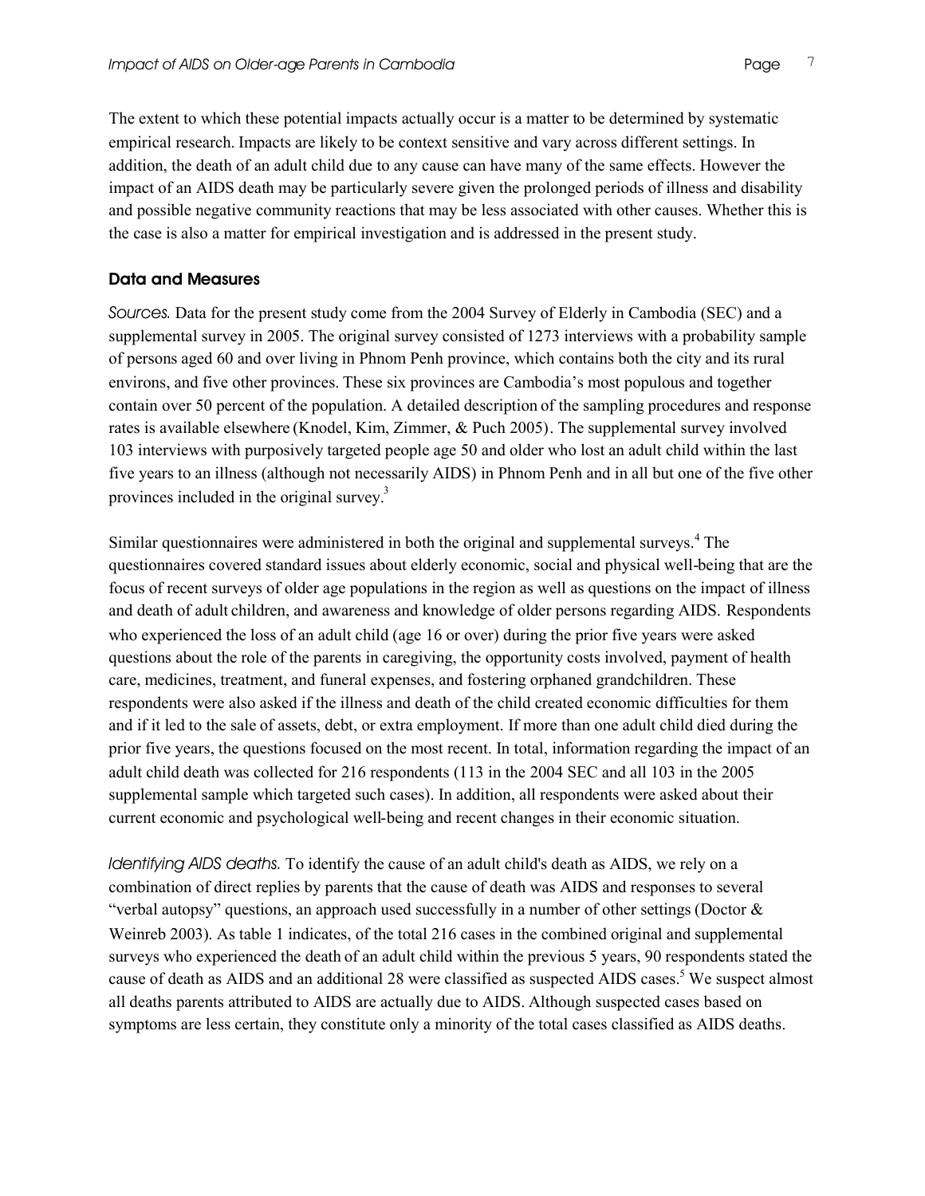The extent to which these potential impacts actually occur is a matter to be determined by systematic empirical research. Impacts are likely to be context sensitive and vary across different settings. In addition, the death of an adult child due to any cause can have many of the same effects. However the impact of an AIDS death may be particularly severe given the prolonged periods of illness and disability and possible negative community reactions that may be less associated with other causes. Whether this is the case is also a matter for empirical investigation and is addressed in the present study.

## Data and Measures

*Sources.* Data for the present study come from the 2004 Survey of Elderly in Cambodia (SEC) and a supplemental survey in 2005. The original survey consisted of 1273 interviews with a probability sample of persons aged 60 and over living in Phnom Penh province, which contains both the city and its rural environs, and five other provinces. These six provinces are Cambodia's most populous and together contain over 50 percent of the population. A detailed description of the sampling procedures and response rates is available elsewhere (Knodel, Kim, Zimmer, & Puch 2005). The supplemental survey involved 103 interviews with purposively targeted people age 50 and older who lost an adult child within the last five years to an illness (although not necessarily AIDS) in Phnom Penh and in all but one of the five other provinces included in the original survey.[3]

Similar questionnaires were administered in both the original and supplemental surveys.[4] The questionnaires covered standard issues about elderly economic, social and physical well-being that are the focus of recent surveys of older age populations in the region as well as questions on the impact of illness and death of adult children, and awareness and knowledge of older persons regarding AIDS. Respondents who experienced the loss of an adult child (age 16 or over) during the prior five years were asked questions about the role of the parents in caregiving, the opportunity costs involved, payment of health care, medicines, treatment, and funeral expenses, and fostering orphaned grandchildren. These respondents were also asked if the illness and death of the child created economic difficulties for them and if it led to the sale of assets, debt, or extra employment. If more than one adult child died during the prior five years, the questions focused on the most recent. In total, information regarding the impact of an adult child death was collected for 216 respondents (113 in the 2004 SEC and all 103 in the 2005 supplemental sample which targeted such cases). In addition, all respondents were asked about their current economic and psychological well-being and recent changes in their economic situation.

*Identifying AIDS deaths.* To identify the cause of an adult child's death as AIDS, we rely on a combination of direct replies by parents that the cause of death was AIDS and responses to several "verbal autopsy" questions, an approach used successfully in a number of other settings (Doctor & Weinreb 2003). As table 1 indicates, of the total 216 cases in the combined original and supplemental surveys who experienced the death of an adult child within the previous 5 years, 90 respondents stated the cause of death as AIDS and an additional 28 were classified as suspected AIDS cases.[5] We suspect almost all deaths parents attributed to AIDS are actually due to AIDS. Although suspected cases based on symptoms are less certain, they constitute only a minority of the total cases classified as AIDS deaths.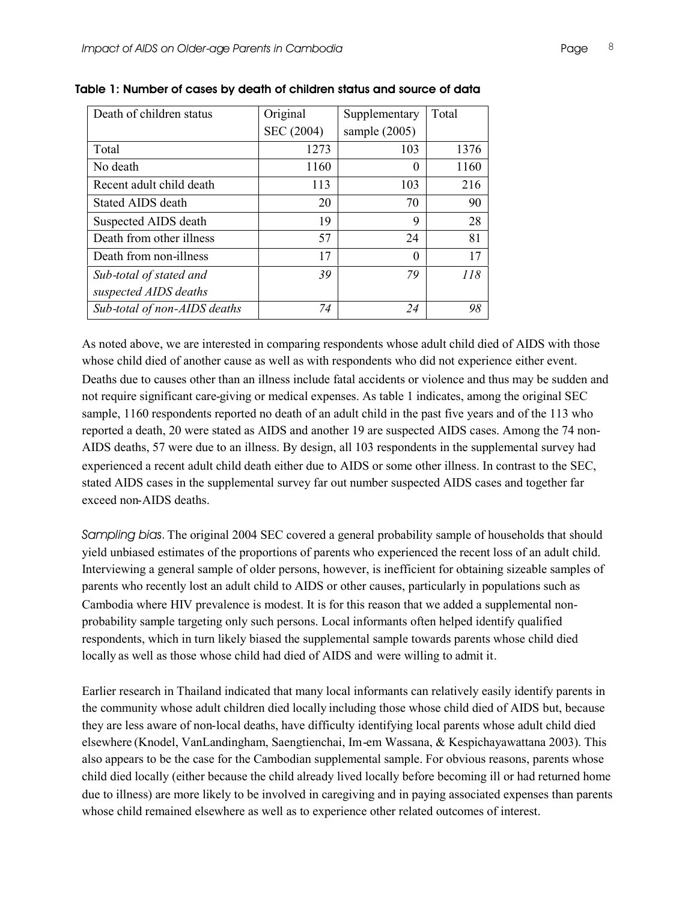**Table 1: Number of cases by death of children status and source of data**

| Death of children status | Original SEC (2004) | Supplementary sample (2005) | Total |
|---|---|---|---|
| Total | 1273 | 103 | 1376 |
| No death | 1160 | 0 | 1160 |
| Recent adult child death | 113 | 103 | 216 |
| Stated AIDS death | 20 | 70 | 90 |
| Suspected AIDS death | 19 | 9 | 28 |
| Death from other illness | 57 | 24 | 81 |
| Death from non-illness | 17 | 0 | 17 |
| *Sub-total of stated and suspected AIDS deaths* | *39* | *79* | *118* |
| *Sub-total of non-AIDS deaths* | *74* | *24* | *98* |

As noted above, we are interested in comparing respondents whose adult child died of AIDS with those whose child died of another cause as well as with respondents who did not experience either event. Deaths due to causes other than an illness include fatal accidents or violence and thus may be sudden and not require significant care-giving or medical expenses. As table 1 indicates, among the original SEC sample, 1160 respondents reported no death of an adult child in the past five years and of the 113 who reported a death, 20 were stated as AIDS and another 19 are suspected AIDS cases. Among the 74 non-AIDS deaths, 57 were due to an illness. By design, all 103 respondents in the supplemental survey had experienced a recent adult child death either due to AIDS or some other illness. In contrast to the SEC, stated AIDS cases in the supplemental survey far out number suspected AIDS cases and together far exceed non-AIDS deaths.

*Sampling bias.* The original 2004 SEC covered a general probability sample of households that should yield unbiased estimates of the proportions of parents who experienced the recent loss of an adult child. Interviewing a general sample of older persons, however, is inefficient for obtaining sizeable samples of parents who recently lost an adult child to AIDS or other causes, particularly in populations such as Cambodia where HIV prevalence is modest. It is for this reason that we added a supplemental non-probability sample targeting only such persons. Local informants often helped identify qualified respondents, which in turn likely biased the supplemental sample towards parents whose child died locally as well as those whose child had died of AIDS and were willing to admit it.

Earlier research in Thailand indicated that many local informants can relatively easily identify parents in the community whose adult children died locally including those whose child died of AIDS but, because they are less aware of non-local deaths, have difficulty identifying local parents whose adult child died elsewhere (Knodel, VanLandingham, Saengtienchai, Im-em Wassana, & Kespichayawattana 2003). This also appears to be the case for the Cambodian supplemental sample. For obvious reasons, parents whose child died locally (either because the child already lived locally before becoming ill or had returned home due to illness) are more likely to be involved in caregiving and in paying associated expenses than parents whose child remained elsewhere as well as to experience other related outcomes of interest.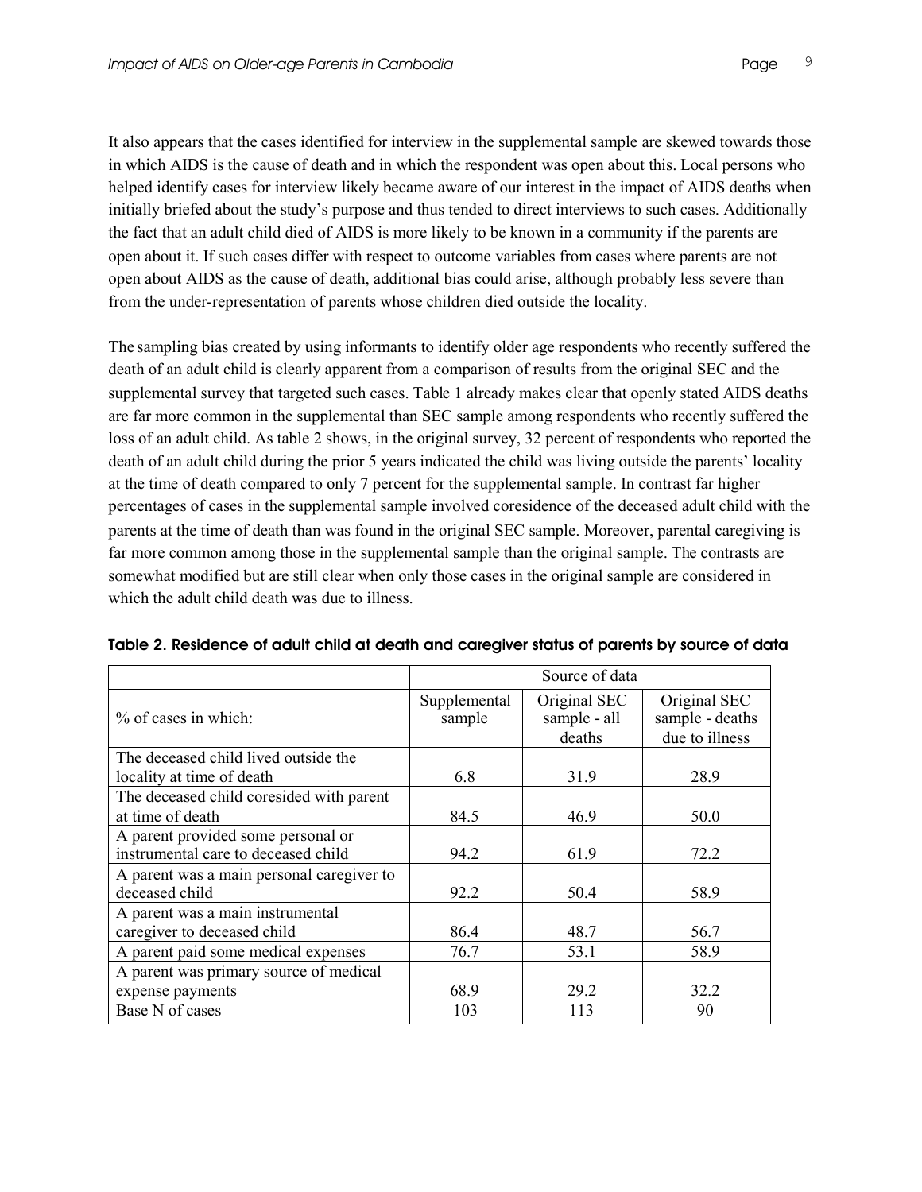It also appears that the cases identified for interview in the supplemental sample are skewed towards those in which AIDS is the cause of death and in which the respondent was open about this. Local persons who helped identify cases for interview likely became aware of our interest in the impact of AIDS deaths when initially briefed about the study's purpose and thus tended to direct interviews to such cases. Additionally the fact that an adult child died of AIDS is more likely to be known in a community if the parents are open about it. If such cases differ with respect to outcome variables from cases where parents are not open about AIDS as the cause of death, additional bias could arise, although probably less severe than from the under-representation of parents whose children died outside the locality.

The sampling bias created by using informants to identify older age respondents who recently suffered the death of an adult child is clearly apparent from a comparison of results from the original SEC and the supplemental survey that targeted such cases. Table 1 already makes clear that openly stated AIDS deaths are far more common in the supplemental than SEC sample among respondents who recently suffered the loss of an adult child. As table 2 shows, in the original survey, 32 percent of respondents who reported the death of an adult child during the prior 5 years indicated the child was living outside the parents' locality at the time of death compared to only 7 percent for the supplemental sample. In contrast far higher percentages of cases in the supplemental sample involved coresidence of the deceased adult child with the parents at the time of death than was found in the original SEC sample. Moreover, parental caregiving is far more common among those in the supplemental sample than the original sample. The contrasts are somewhat modified but are still clear when only those cases in the original sample are considered in which the adult child death was due to illness.

**Table 2. Residence of adult child at death and caregiver status of parents by source of data**

| | Source of data | | |
|---|---|---|---|
| % of cases in which: | Supplemental sample | Original SEC sample - all deaths | Original SEC sample - deaths due to illness |
| The deceased child lived outside the locality at time of death | 6.8 | 31.9 | 28.9 |
| The deceased child coresided with parent at time of death | 84.5 | 46.9 | 50.0 |
| A parent provided some personal or instrumental care to deceased child | 94.2 | 61.9 | 72.2 |
| A parent was a main personal caregiver to deceased child | 92.2 | 50.4 | 58.9 |
| A parent was a main instrumental caregiver to deceased child | 86.4 | 48.7 | 56.7 |
| A parent paid some medical expenses | 76.7 | 53.1 | 58.9 |
| A parent was primary source of medical expense payments | 68.9 | 29.2 | 32.2 |
| Base N of cases | 103 | 113 | 90 |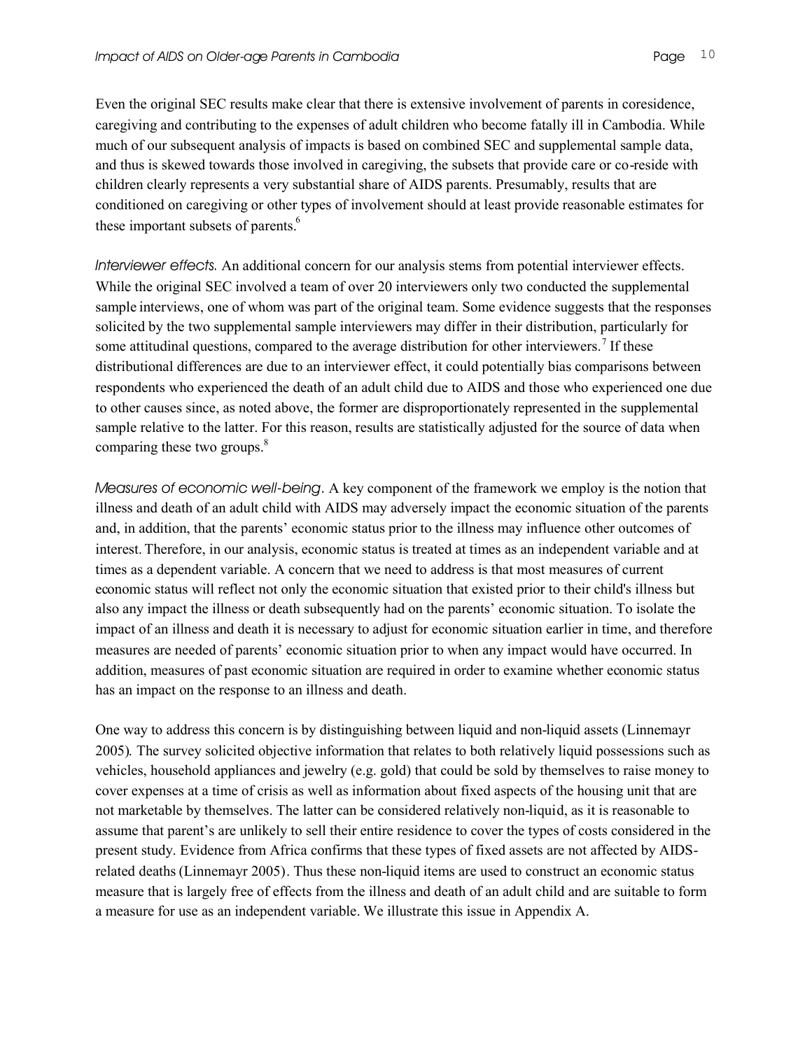Even the original SEC results make clear that there is extensive involvement of parents in coresidence, caregiving and contributing to the expenses of adult children who become fatally ill in Cambodia. While much of our subsequent analysis of impacts is based on combined SEC and supplemental sample data, and thus is skewed towards those involved in caregiving, the subsets that provide care or co-reside with children clearly represents a very substantial share of AIDS parents. Presumably, results that are conditioned on caregiving or other types of involvement should at least provide reasonable estimates for these important subsets of parents.[6]

*Interviewer effects.* An additional concern for our analysis stems from potential interviewer effects. While the original SEC involved a team of over 20 interviewers only two conducted the supplemental sample interviews, one of whom was part of the original team. Some evidence suggests that the responses solicited by the two supplemental sample interviewers may differ in their distribution, particularly for some attitudinal questions, compared to the average distribution for other interviewers.[7] If these distributional differences are due to an interviewer effect, it could potentially bias comparisons between respondents who experienced the death of an adult child due to AIDS and those who experienced one due to other causes since, as noted above, the former are disproportionately represented in the supplemental sample relative to the latter. For this reason, results are statistically adjusted for the source of data when comparing these two groups.[8]

*Measures of economic well-being*. A key component of the framework we employ is the notion that illness and death of an adult child with AIDS may adversely impact the economic situation of the parents and, in addition, that the parents' economic status prior to the illness may influence other outcomes of interest. Therefore, in our analysis, economic status is treated at times as an independent variable and at times as a dependent variable. A concern that we need to address is that most measures of current economic status will reflect not only the economic situation that existed prior to their child's illness but also any impact the illness or death subsequently had on the parents' economic situation. To isolate the impact of an illness and death it is necessary to adjust for economic situation earlier in time, and therefore measures are needed of parents' economic situation prior to when any impact would have occurred. In addition, measures of past economic situation are required in order to examine whether economic status has an impact on the response to an illness and death.

One way to address this concern is by distinguishing between liquid and non-liquid assets (Linnemayr 2005). The survey solicited objective information that relates to both relatively liquid possessions such as vehicles, household appliances and jewelry (e.g. gold) that could be sold by themselves to raise money to cover expenses at a time of crisis as well as information about fixed aspects of the housing unit that are not marketable by themselves. The latter can be considered relatively non-liquid, as it is reasonable to assume that parent's are unlikely to sell their entire residence to cover the types of costs considered in the present study. Evidence from Africa confirms that these types of fixed assets are not affected by AIDS-related deaths (Linnemayr 2005). Thus these non-liquid items are used to construct an economic status measure that is largely free of effects from the illness and death of an adult child and are suitable to form a measure for use as an independent variable. We illustrate this issue in Appendix A.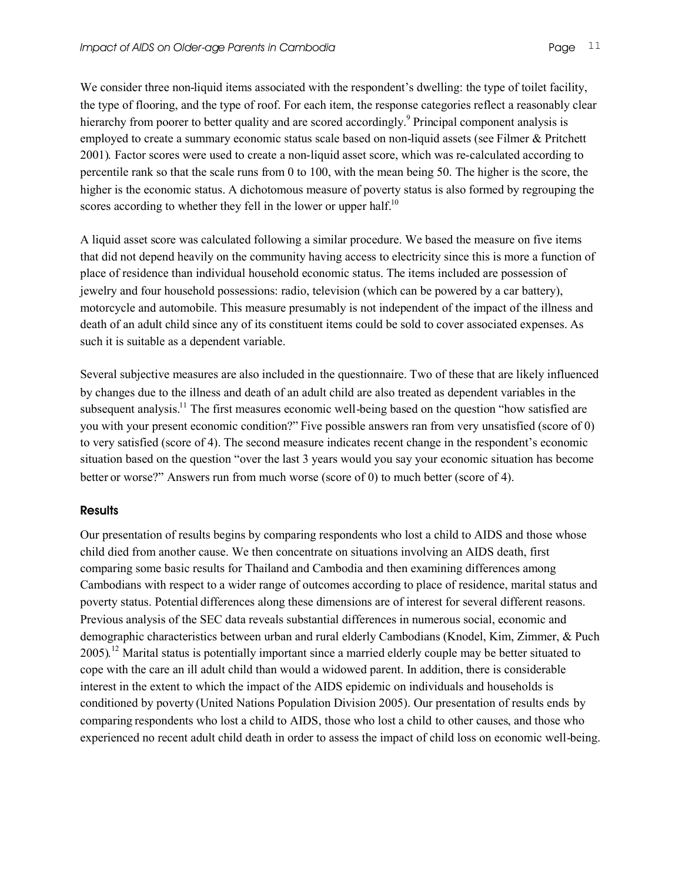We consider three non-liquid items associated with the respondent's dwelling: the type of toilet facility, the type of flooring, and the type of roof. For each item, the response categories reflect a reasonably clear hierarchy from poorer to better quality and are scored accordingly.[9] Principal component analysis is employed to create a summary economic status scale based on non-liquid assets (see Filmer & Pritchett 2001). Factor scores were used to create a non-liquid asset score, which was re-calculated according to percentile rank so that the scale runs from 0 to 100, with the mean being 50. The higher is the score, the higher is the economic status. A dichotomous measure of poverty status is also formed by regrouping the scores according to whether they fell in the lower or upper half.[10]

A liquid asset score was calculated following a similar procedure. We based the measure on five items that did not depend heavily on the community having access to electricity since this is more a function of place of residence than individual household economic status. The items included are possession of jewelry and four household possessions: radio, television (which can be powered by a car battery), motorcycle and automobile. This measure presumably is not independent of the impact of the illness and death of an adult child since any of its constituent items could be sold to cover associated expenses. As such it is suitable as a dependent variable.

Several subjective measures are also included in the questionnaire. Two of these that are likely influenced by changes due to the illness and death of an adult child are also treated as dependent variables in the subsequent analysis.[11] The first measures economic well-being based on the question "how satisfied are you with your present economic condition?" Five possible answers ran from very unsatisfied (score of 0) to very satisfied (score of 4). The second measure indicates recent change in the respondent's economic situation based on the question "over the last 3 years would you say your economic situation has become better or worse?" Answers run from much worse (score of 0) to much better (score of 4).

### Results

Our presentation of results begins by comparing respondents who lost a child to AIDS and those whose child died from another cause. We then concentrate on situations involving an AIDS death, first comparing some basic results for Thailand and Cambodia and then examining differences among Cambodians with respect to a wider range of outcomes according to place of residence, marital status and poverty status. Potential differences along these dimensions are of interest for several different reasons. Previous analysis of the SEC data reveals substantial differences in numerous social, economic and demographic characteristics between urban and rural elderly Cambodians (Knodel, Kim, Zimmer, & Puch 2005).[12] Marital status is potentially important since a married elderly couple may be better situated to cope with the care an ill adult child than would a widowed parent. In addition, there is considerable interest in the extent to which the impact of the AIDS epidemic on individuals and households is conditioned by poverty (United Nations Population Division 2005). Our presentation of results ends by comparing respondents who lost a child to AIDS, those who lost a child to other causes, and those who experienced no recent adult child death in order to assess the impact of child loss on economic well-being.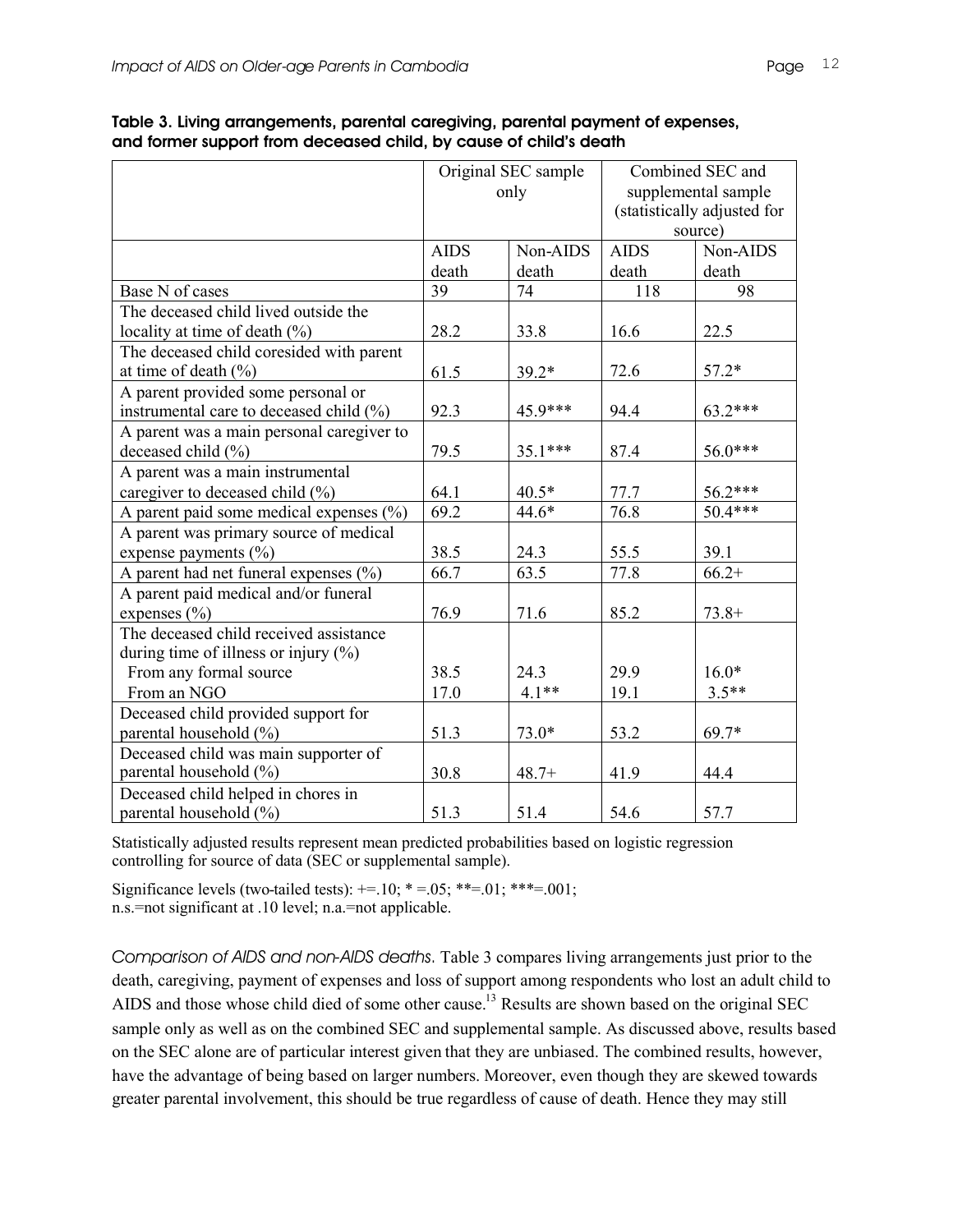**Table 3. Living arrangements, parental caregiving, parental payment of expenses, and former support from deceased child, by cause of child's death**

| | Original SEC sample only | | Combined SEC and supplemental sample (statistically adjusted for source) | |
|---|---|---|---|---|
| | AIDS death | Non-AIDS death | AIDS death | Non-AIDS death |
| Base N of cases | 39 | 74 | 118 | 98 |
| The deceased child lived outside the locality at time of death (%) | 28.2 | 33.8 | 16.6 | 22.5 |
| The deceased child coresided with parent at time of death (%) | 61.5 | 39.2* | 72.6 | 57.2* |
| A parent provided some personal or instrumental care to deceased child (%) | 92.3 | 45.9*** | 94.4 | 63.2*** |
| A parent was a main personal caregiver to deceased child (%) | 79.5 | 35.1*** | 87.4 | 56.0*** |
| A parent was a main instrumental caregiver to deceased child (%) | 64.1 | 40.5* | 77.7 | 56.2*** |
| A parent paid some medical expenses (%) | 69.2 | 44.6* | 76.8 | 50.4*** |
| A parent was primary source of medical expense payments (%) | 38.5 | 24.3 | 55.5 | 39.1 |
| A parent had net funeral expenses (%) | 66.7 | 63.5 | 77.8 | 66.2+ |
| A parent paid medical and/or funeral expenses (%) | 76.9 | 71.6 | 85.2 | 73.8+ |
| The deceased child received assistance during time of illness or injury (%) | | | | |
| From any formal source | 38.5 | 24.3 | 29.9 | 16.0* |
| From an NGO | 17.0 | 4.1** | 19.1 | 3.5** |
| Deceased child provided support for parental household (%) | 51.3 | 73.0* | 53.2 | 69.7* |
| Deceased child was main supporter of parental household (%) | 30.8 | 48.7+ | 41.9 | 44.4 |
| Deceased child helped in chores in parental household (%) | 51.3 | 51.4 | 54.6 | 57.7 |

Statistically adjusted results represent mean predicted probabilities based on logistic regression controlling for source of data (SEC or supplemental sample).

Significance levels (two-tailed tests): +=.10; * =.05; **=.01; ***=.001; n.s.=not significant at .10 level; n.a.=not applicable.

*Comparison of AIDS and non-AIDS deaths.* Table 3 compares living arrangements just prior to the death, caregiving, payment of expenses and loss of support among respondents who lost an adult child to AIDS and those whose child died of some other cause.[13] Results are shown based on the original SEC sample only as well as on the combined SEC and supplemental sample. As discussed above, results based on the SEC alone are of particular interest given that they are unbiased. The combined results, however, have the advantage of being based on larger numbers. Moreover, even though they are skewed towards greater parental involvement, this should be true regardless of cause of death. Hence they may still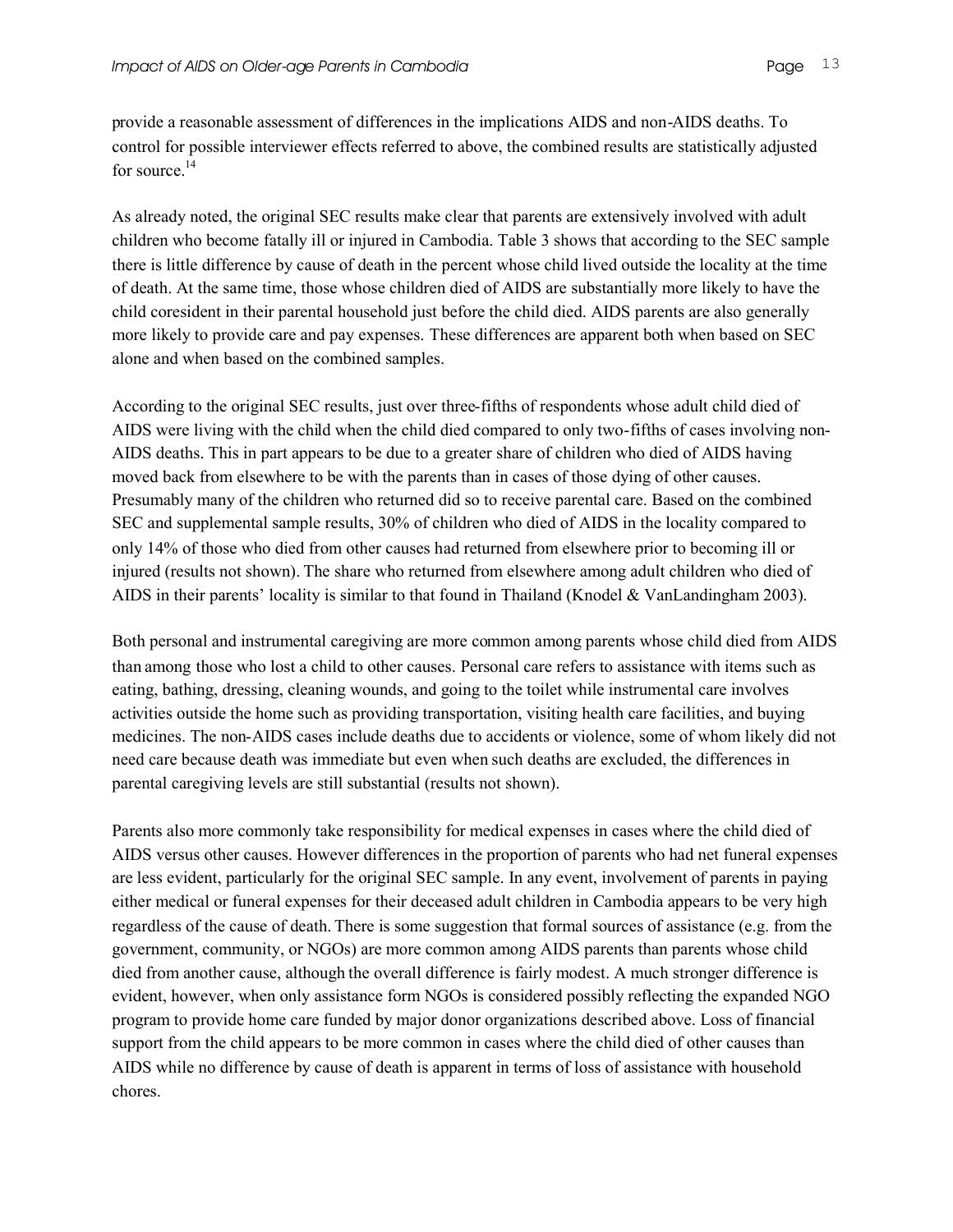provide a reasonable assessment of differences in the implications AIDS and non-AIDS deaths. To control for possible interviewer effects referred to above, the combined results are statistically adjusted for source.[14]

As already noted, the original SEC results make clear that parents are extensively involved with adult children who become fatally ill or injured in Cambodia. Table 3 shows that according to the SEC sample there is little difference by cause of death in the percent whose child lived outside the locality at the time of death. At the same time, those whose children died of AIDS are substantially more likely to have the child coresident in their parental household just before the child died. AIDS parents are also generally more likely to provide care and pay expenses. These differences are apparent both when based on SEC alone and when based on the combined samples.

According to the original SEC results, just over three-fifths of respondents whose adult child died of AIDS were living with the child when the child died compared to only two-fifths of cases involving non-AIDS deaths. This in part appears to be due to a greater share of children who died of AIDS having moved back from elsewhere to be with the parents than in cases of those dying of other causes. Presumably many of the children who returned did so to receive parental care. Based on the combined SEC and supplemental sample results, 30% of children who died of AIDS in the locality compared to only 14% of those who died from other causes had returned from elsewhere prior to becoming ill or injured (results not shown). The share who returned from elsewhere among adult children who died of AIDS in their parents' locality is similar to that found in Thailand (Knodel & VanLandingham 2003).

Both personal and instrumental caregiving are more common among parents whose child died from AIDS than among those who lost a child to other causes. Personal care refers to assistance with items such as eating, bathing, dressing, cleaning wounds, and going to the toilet while instrumental care involves activities outside the home such as providing transportation, visiting health care facilities, and buying medicines. The non-AIDS cases include deaths due to accidents or violence, some of whom likely did not need care because death was immediate but even when such deaths are excluded, the differences in parental caregiving levels are still substantial (results not shown).

Parents also more commonly take responsibility for medical expenses in cases where the child died of AIDS versus other causes. However differences in the proportion of parents who had net funeral expenses are less evident, particularly for the original SEC sample. In any event, involvement of parents in paying either medical or funeral expenses for their deceased adult children in Cambodia appears to be very high regardless of the cause of death. There is some suggestion that formal sources of assistance (e.g. from the government, community, or NGOs) are more common among AIDS parents than parents whose child died from another cause, although the overall difference is fairly modest. A much stronger difference is evident, however, when only assistance form NGOs is considered possibly reflecting the expanded NGO program to provide home care funded by major donor organizations described above. Loss of financial support from the child appears to be more common in cases where the child died of other causes than AIDS while no difference by cause of death is apparent in terms of loss of assistance with household chores.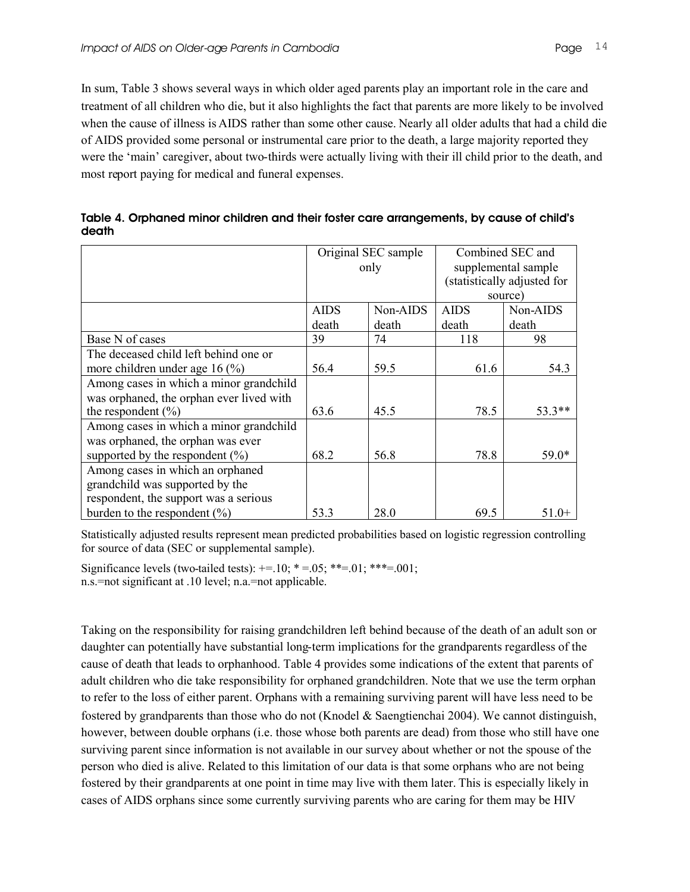In sum, Table 3 shows several ways in which older aged parents play an important role in the care and treatment of all children who die, but it also highlights the fact that parents are more likely to be involved when the cause of illness is AIDS rather than some other cause. Nearly all older adults that had a child die of AIDS provided some personal or instrumental care prior to the death, a large majority reported they were the 'main' caregiver, about two-thirds were actually living with their ill child prior to the death, and most report paying for medical and funeral expenses.

**Table 4. Orphaned minor children and their foster care arrangements, by cause of child's death**

| | Original SEC sample only | | Combined SEC and supplemental sample (statistically adjusted for source) | |
|---|---|---|---|---|
| | AIDS death | Non-AIDS death | AIDS death | Non-AIDS death |
| Base N of cases | 39 | 74 | 118 | 98 |
| The deceased child left behind one or more children under age 16 (%) | 56.4 | 59.5 | 61.6 | 54.3 |
| Among cases in which a minor grandchild was orphaned, the orphan ever lived with the respondent (%) | 63.6 | 45.5 | 78.5 | 53.3** |
| Among cases in which a minor grandchild was orphaned, the orphan was ever supported by the respondent (%) | 68.2 | 56.8 | 78.8 | 59.0* |
| Among cases in which an orphaned grandchild was supported by the respondent, the support was a serious burden to the respondent (%) | 53.3 | 28.0 | 69.5 | 51.0+ |

Statistically adjusted results represent mean predicted probabilities based on logistic regression controlling for source of data (SEC or supplemental sample).

Significance levels (two-tailed tests): +=.10; * =.05; **=.01; ***=.001;
n.s.=not significant at .10 level; n.a.=not applicable.

Taking on the responsibility for raising grandchildren left behind because of the death of an adult son or daughter can potentially have substantial long-term implications for the grandparents regardless of the cause of death that leads to orphanhood. Table 4 provides some indications of the extent that parents of adult children who die take responsibility for orphaned grandchildren. Note that we use the term orphan to refer to the loss of either parent. Orphans with a remaining surviving parent will have less need to be fostered by grandparents than those who do not (Knodel & Saengtienchai 2004). We cannot distinguish, however, between double orphans (i.e. those whose both parents are dead) from those who still have one surviving parent since information is not available in our survey about whether or not the spouse of the person who died is alive. Related to this limitation of our data is that some orphans who are not being fostered by their grandparents at one point in time may live with them later. This is especially likely in cases of AIDS orphans since some currently surviving parents who are caring for them may be HIV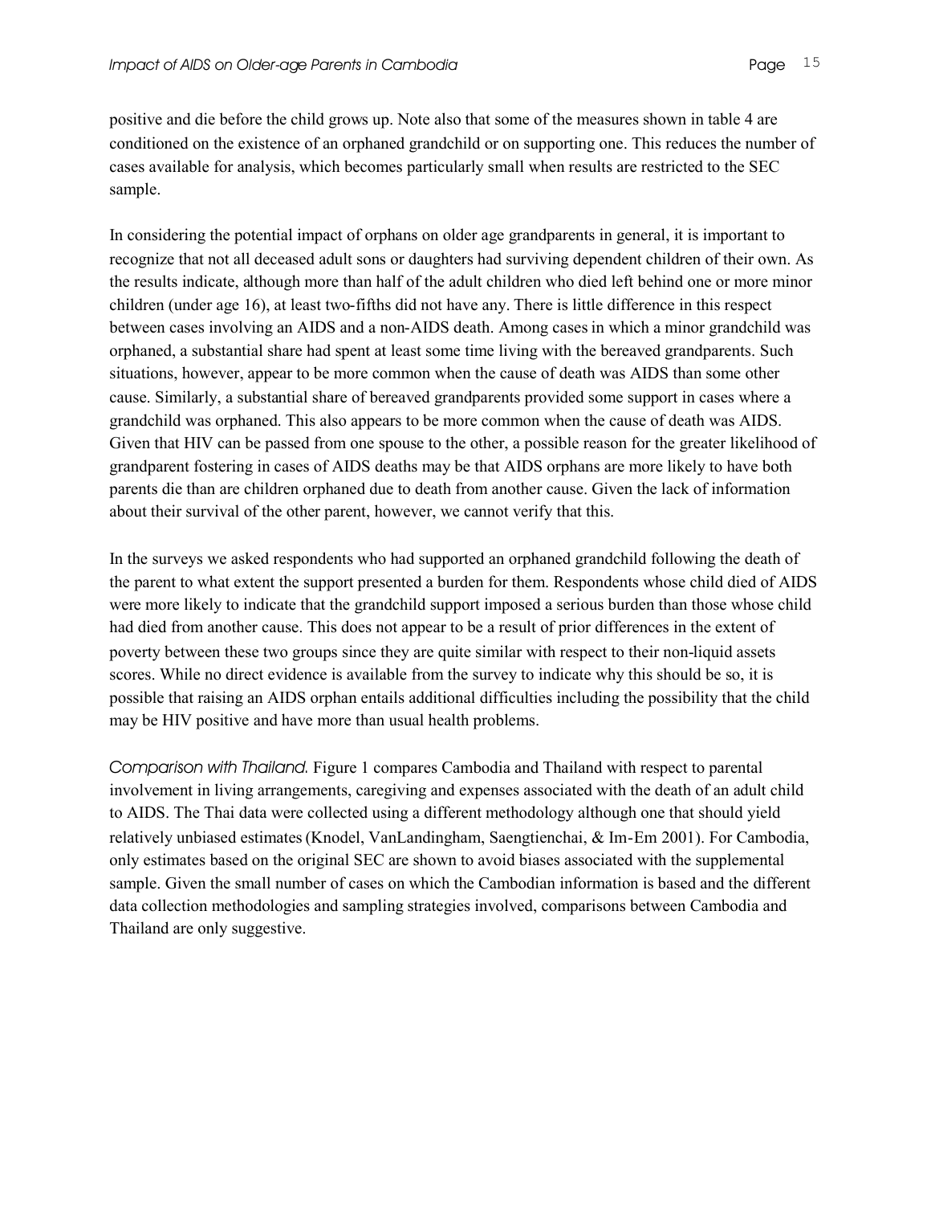positive and die before the child grows up. Note also that some of the measures shown in table 4 are conditioned on the existence of an orphaned grandchild or on supporting one. This reduces the number of cases available for analysis, which becomes particularly small when results are restricted to the SEC sample.

In considering the potential impact of orphans on older age grandparents in general, it is important to recognize that not all deceased adult sons or daughters had surviving dependent children of their own. As the results indicate, although more than half of the adult children who died left behind one or more minor children (under age 16), at least two-fifths did not have any. There is little difference in this respect between cases involving an AIDS and a non-AIDS death. Among cases in which a minor grandchild was orphaned, a substantial share had spent at least some time living with the bereaved grandparents. Such situations, however, appear to be more common when the cause of death was AIDS than some other cause. Similarly, a substantial share of bereaved grandparents provided some support in cases where a grandchild was orphaned. This also appears to be more common when the cause of death was AIDS. Given that HIV can be passed from one spouse to the other, a possible reason for the greater likelihood of grandparent fostering in cases of AIDS deaths may be that AIDS orphans are more likely to have both parents die than are children orphaned due to death from another cause. Given the lack of information about their survival of the other parent, however, we cannot verify that this.

In the surveys we asked respondents who had supported an orphaned grandchild following the death of the parent to what extent the support presented a burden for them. Respondents whose child died of AIDS were more likely to indicate that the grandchild support imposed a serious burden than those whose child had died from another cause. This does not appear to be a result of prior differences in the extent of poverty between these two groups since they are quite similar with respect to their non-liquid assets scores. While no direct evidence is available from the survey to indicate why this should be so, it is possible that raising an AIDS orphan entails additional difficulties including the possibility that the child may be HIV positive and have more than usual health problems.

*Comparison with Thailand.* Figure 1 compares Cambodia and Thailand with respect to parental involvement in living arrangements, caregiving and expenses associated with the death of an adult child to AIDS. The Thai data were collected using a different methodology although one that should yield relatively unbiased estimates (Knodel, VanLandingham, Saengtienchai, & Im-Em 2001). For Cambodia, only estimates based on the original SEC are shown to avoid biases associated with the supplemental sample. Given the small number of cases on which the Cambodian information is based and the different data collection methodologies and sampling strategies involved, comparisons between Cambodia and Thailand are only suggestive.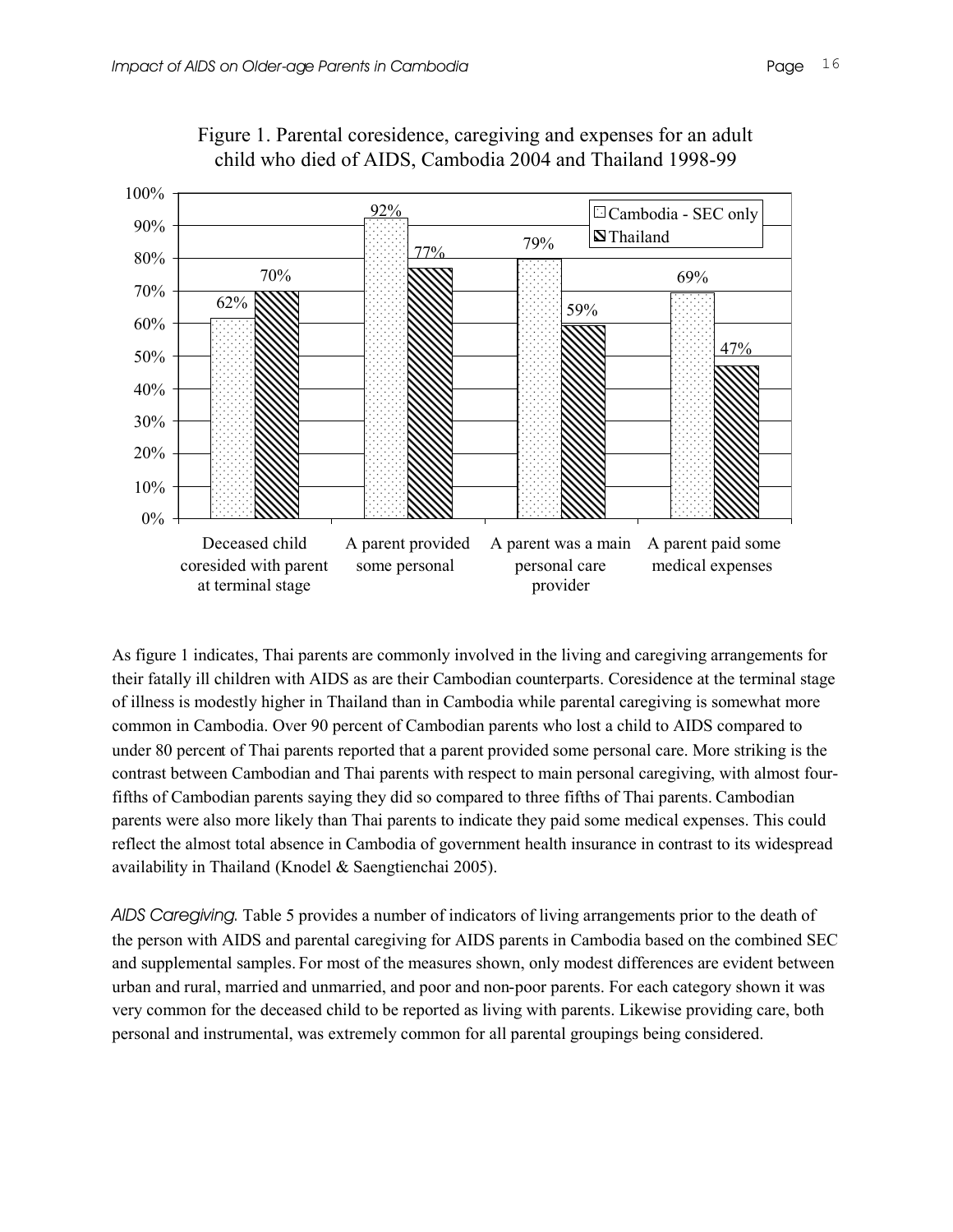Figure 1. Parental coresidence, caregiving and expenses for an adult child who died of AIDS, Cambodia 2004 and Thailand 1998-99

| | Cambodia - SEC only | Thailand |
|---|---|---|
| Deceased child coresided with parent at terminal stage | 62% | 70% |
| A parent provided some personal | 92% | 77% |
| A parent was a main personal care provider | 79% | 59% |
| A parent paid some medical expenses | 69% | 47% |

As figure 1 indicates, Thai parents are commonly involved in the living and caregiving arrangements for their fatally ill children with AIDS as are their Cambodian counterparts. Coresidence at the terminal stage of illness is modestly higher in Thailand than in Cambodia while parental caregiving is somewhat more common in Cambodia. Over 90 percent of Cambodian parents who lost a child to AIDS compared to under 80 percent of Thai parents reported that a parent provided some personal care. More striking is the contrast between Cambodian and Thai parents with respect to main personal caregiving, with almost four-fifths of Cambodian parents saying they did so compared to three fifths of Thai parents. Cambodian parents were also more likely than Thai parents to indicate they paid some medical expenses. This could reflect the almost total absence in Cambodia of government health insurance in contrast to its widespread availability in Thailand (Knodel & Saengtienchai 2005).

*AIDS Caregiving.* Table 5 provides a number of indicators of living arrangements prior to the death of the person with AIDS and parental caregiving for AIDS parents in Cambodia based on the combined SEC and supplemental samples. For most of the measures shown, only modest differences are evident between urban and rural, married and unmarried, and poor and non-poor parents. For each category shown it was very common for the deceased child to be reported as living with parents. Likewise providing care, both personal and instrumental, was extremely common for all parental groupings being considered.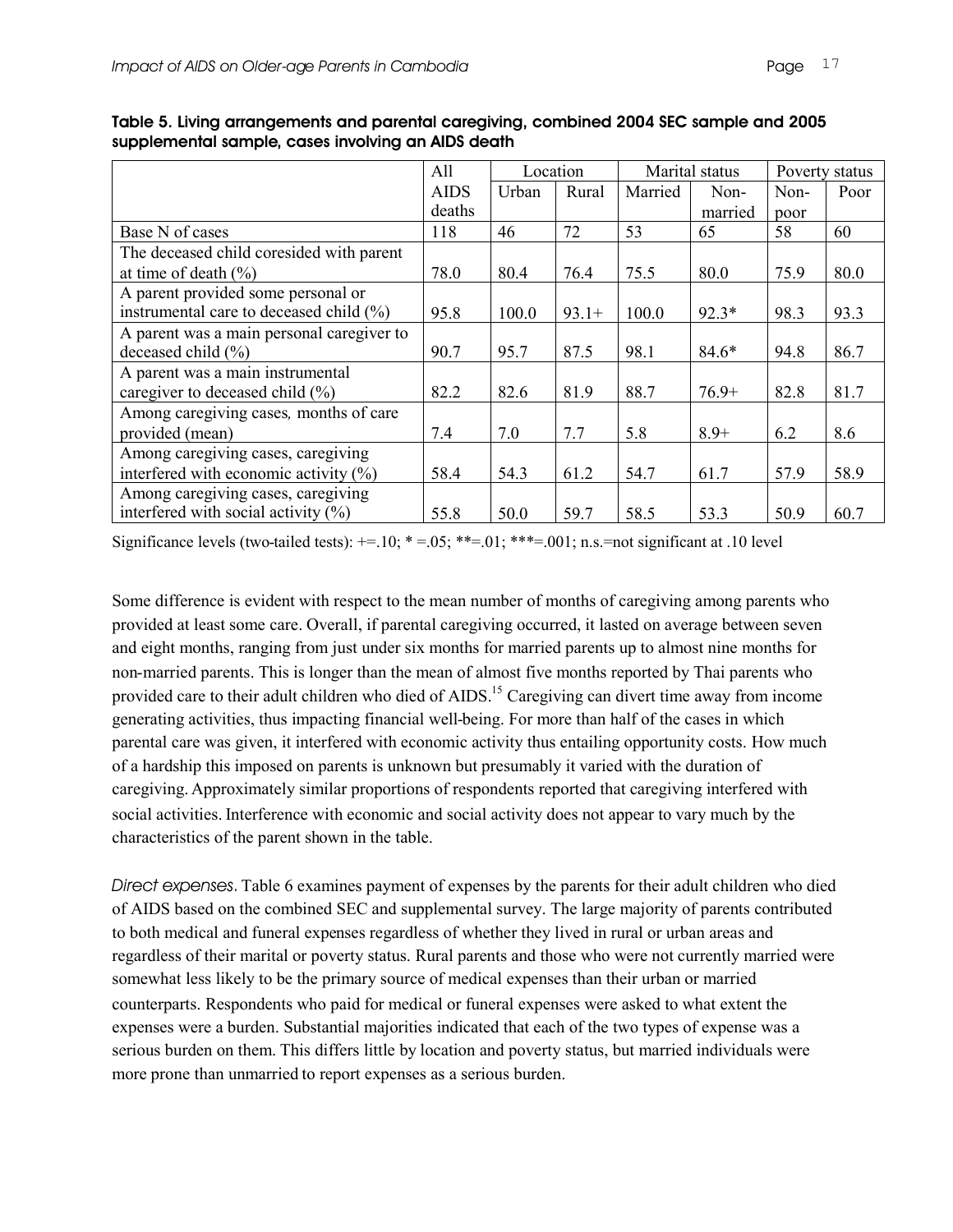**Table 5. Living arrangements and parental caregiving, combined 2004 SEC sample and 2005 supplemental sample, cases involving an AIDS death**

| | All AIDS deaths | Location | | Marital status | | Poverty status | |
|---|---|---|---|---|---|---|---|
| | | Urban | Rural | Married | Non-married | Non-poor | Poor |
| Base N of cases | 118 | 46 | 72 | 53 | 65 | 58 | 60 |
| The deceased child coresided with parent at time of death (%) | 78.0 | 80.4 | 76.4 | 75.5 | 80.0 | 75.9 | 80.0 |
| A parent provided some personal or instrumental care to deceased child (%) | 95.8 | 100.0 | 93.1+ | 100.0 | 92.3* | 98.3 | 93.3 |
| A parent was a main personal caregiver to deceased child (%) | 90.7 | 95.7 | 87.5 | 98.1 | 84.6* | 94.8 | 86.7 |
| A parent was a main instrumental caregiver to deceased child (%) | 82.2 | 82.6 | 81.9 | 88.7 | 76.9+ | 82.8 | 81.7 |
| Among caregiving cases, months of care provided (mean) | 7.4 | 7.0 | 7.7 | 5.8 | 8.9+ | 6.2 | 8.6 |
| Among caregiving cases, caregiving interfered with economic activity (%) | 58.4 | 54.3 | 61.2 | 54.7 | 61.7 | 57.9 | 58.9 |
| Among caregiving cases, caregiving interfered with social activity (%) | 55.8 | 50.0 | 59.7 | 58.5 | 53.3 | 50.9 | 60.7 |

Significance levels (two-tailed tests): +=.10; * =.05; **=.01; ***=.001; n.s.=not significant at .10 level

Some difference is evident with respect to the mean number of months of caregiving among parents who provided at least some care. Overall, if parental caregiving occurred, it lasted on average between seven and eight months, ranging from just under six months for married parents up to almost nine months for non-married parents. This is longer than the mean of almost five months reported by Thai parents who provided care to their adult children who died of AIDS.[15] Caregiving can divert time away from income generating activities, thus impacting financial well-being. For more than half of the cases in which parental care was given, it interfered with economic activity thus entailing opportunity costs. How much of a hardship this imposed on parents is unknown but presumably it varied with the duration of caregiving. Approximately similar proportions of respondents reported that caregiving interfered with social activities. Interference with economic and social activity does not appear to vary much by the characteristics of the parent shown in the table.

*Direct expenses*. Table 6 examines payment of expenses by the parents for their adult children who died of AIDS based on the combined SEC and supplemental survey. The large majority of parents contributed to both medical and funeral expenses regardless of whether they lived in rural or urban areas and regardless of their marital or poverty status. Rural parents and those who were not currently married were somewhat less likely to be the primary source of medical expenses than their urban or married counterparts. Respondents who paid for medical or funeral expenses were asked to what extent the expenses were a burden. Substantial majorities indicated that each of the two types of expense was a serious burden on them. This differs little by location and poverty status, but married individuals were more prone than unmarried to report expenses as a serious burden.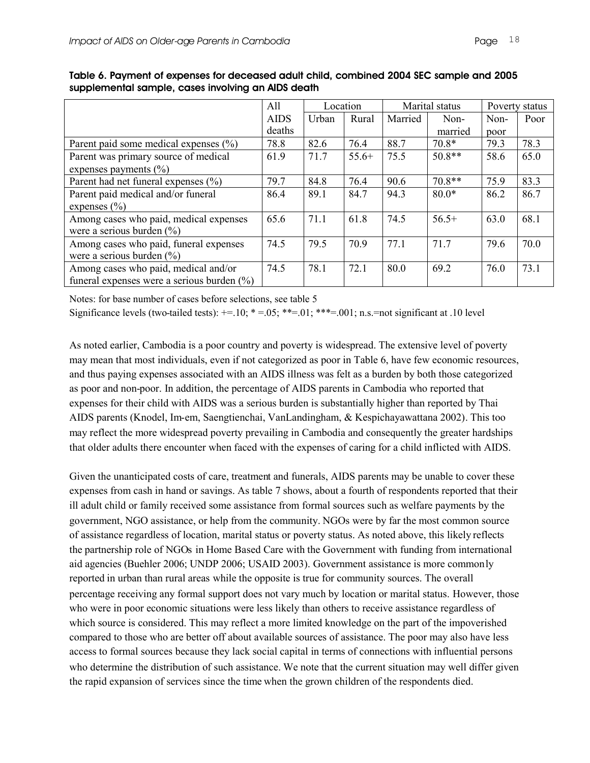**Table 6. Payment of expenses for deceased adult child, combined 2004 SEC sample and 2005 supplemental sample, cases involving an AIDS death**

| | All AIDS deaths | Location | | Marital status | | Poverty status | |
|---|---|---|---|---|---|---|---|
| | | Urban | Rural | Married | Non-married | Non-poor | Poor |
| Parent paid some medical expenses (%) | 78.8 | 82.6 | 76.4 | 88.7 | 70.8* | 79.3 | 78.3 |
| Parent was primary source of medical expenses payments (%) | 61.9 | 71.7 | 55.6+ | 75.5 | 50.8** | 58.6 | 65.0 |
| Parent had net funeral expenses (%) | 79.7 | 84.8 | 76.4 | 90.6 | 70.8** | 75.9 | 83.3 |
| Parent paid medical and/or funeral expenses (%) | 86.4 | 89.1 | 84.7 | 94.3 | 80.0* | 86.2 | 86.7 |
| Among cases who paid, medical expenses were a serious burden (%) | 65.6 | 71.1 | 61.8 | 74.5 | 56.5+ | 63.0 | 68.1 |
| Among cases who paid, funeral expenses were a serious burden (%) | 74.5 | 79.5 | 70.9 | 77.1 | 71.7 | 79.6 | 70.0 |
| Among cases who paid, medical and/or funeral expenses were a serious burden (%) | 74.5 | 78.1 | 72.1 | 80.0 | 69.2 | 76.0 | 73.1 |

Notes: for base number of cases before selections, see table 5

Significance levels (two-tailed tests): +=.10; * =.05; **=.01; ***=.001; n.s.=not significant at .10 level

As noted earlier, Cambodia is a poor country and poverty is widespread. The extensive level of poverty may mean that most individuals, even if not categorized as poor in Table 6, have few economic resources, and thus paying expenses associated with an AIDS illness was felt as a burden by both those categorized as poor and non-poor. In addition, the percentage of AIDS parents in Cambodia who reported that expenses for their child with AIDS was a serious burden is substantially higher than reported by Thai AIDS parents (Knodel, Im-em, Saengtienchai, VanLandingham, & Kespichayawattana 2002). This too may reflect the more widespread poverty prevailing in Cambodia and consequently the greater hardships that older adults there encounter when faced with the expenses of caring for a child inflicted with AIDS.

Given the unanticipated costs of care, treatment and funerals, AIDS parents may be unable to cover these expenses from cash in hand or savings. As table 7 shows, about a fourth of respondents reported that their ill adult child or family received some assistance from formal sources such as welfare payments by the government, NGO assistance, or help from the community. NGOs were by far the most common source of assistance regardless of location, marital status or poverty status. As noted above, this likely reflects the partnership role of NGOs in Home Based Care with the Government with funding from international aid agencies (Buehler 2006; UNDP 2006; USAID 2003). Government assistance is more commonly reported in urban than rural areas while the opposite is true for community sources. The overall percentage receiving any formal support does not vary much by location or marital status. However, those who were in poor economic situations were less likely than others to receive assistance regardless of which source is considered. This may reflect a more limited knowledge on the part of the impoverished compared to those who are better off about available sources of assistance. The poor may also have less access to formal sources because they lack social capital in terms of connections with influential persons who determine the distribution of such assistance. We note that the current situation may well differ given the rapid expansion of services since the time when the grown children of the respondents died.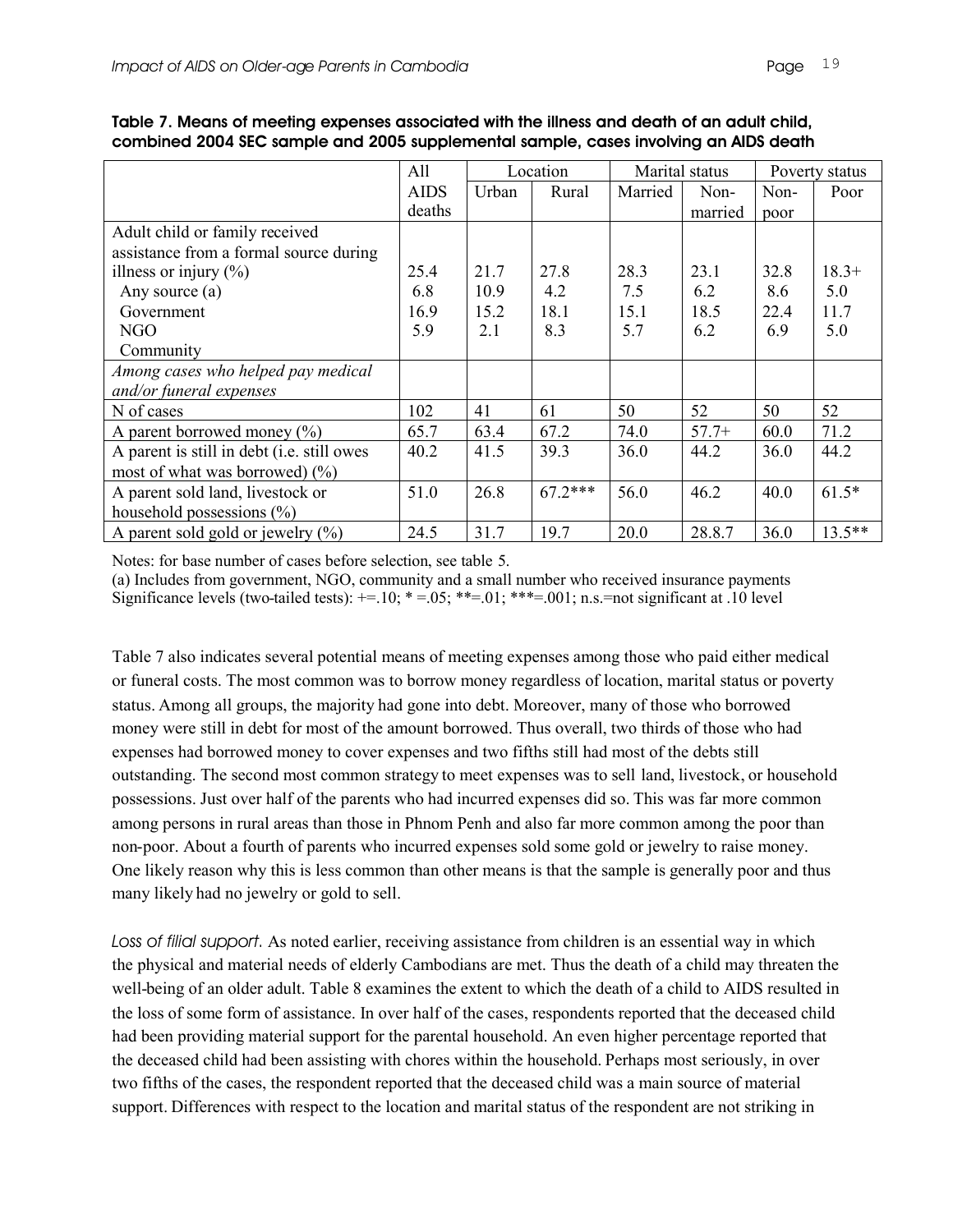**Table 7. Means of meeting expenses associated with the illness and death of an adult child, combined 2004 SEC sample and 2005 supplemental sample, cases involving an AIDS death**

| | All AIDS deaths | Location | | Marital status | | Poverty status | |
|---|---|---|---|---|---|---|---|
| | | Urban | Rural | Married | Non-married | Non-poor | Poor |
| Adult child or family received assistance from a formal source during illness or injury (%) | | | | | | | |
| Any source (a) | 25.4 | 21.7 | 27.8 | 28.3 | 23.1 | 32.8 | 18.3+ |
| Government | 6.8 | 10.9 | 4.2 | 7.5 | 6.2 | 8.6 | 5.0 |
| NGO | 16.9 | 15.2 | 18.1 | 15.1 | 18.5 | 22.4 | 11.7 |
| Community | 5.9 | 2.1 | 8.3 | 5.7 | 6.2 | 6.9 | 5.0 |
| *Among cases who helped pay medical and/or funeral expenses* | | | | | | | |
| N of cases | 102 | 41 | 61 | 50 | 52 | 50 | 52 |
| A parent borrowed money (%) | 65.7 | 63.4 | 67.2 | 74.0 | 57.7+ | 60.0 | 71.2 |
| A parent is still in debt (i.e. still owes most of what was borrowed) (%) | 40.2 | 41.5 | 39.3 | 36.0 | 44.2 | 36.0 | 44.2 |
| A parent sold land, livestock or household possessions (%) | 51.0 | 26.8 | 67.2*** | 56.0 | 46.2 | 40.0 | 61.5* |
| A parent sold gold or jewelry (%) | 24.5 | 31.7 | 19.7 | 20.0 | 28.8.7 | 36.0 | 13.5** |

Notes: for base number of cases before selection, see table 5.
(a) Includes from government, NGO, community and a small number who received insurance payments
Significance levels (two-tailed tests): +=.10; * =.05; **=.01; ***=.001; n.s.=not significant at .10 level

Table 7 also indicates several potential means of meeting expenses among those who paid either medical or funeral costs. The most common was to borrow money regardless of location, marital status or poverty status. Among all groups, the majority had gone into debt. Moreover, many of those who borrowed money were still in debt for most of the amount borrowed. Thus overall, two thirds of those who had expenses had borrowed money to cover expenses and two fifths still had most of the debts still outstanding. The second most common strategy to meet expenses was to sell land, livestock, or household possessions. Just over half of the parents who had incurred expenses did so. This was far more common among persons in rural areas than those in Phnom Penh and also far more common among the poor than non-poor. About a fourth of parents who incurred expenses sold some gold or jewelry to raise money. One likely reason why this is less common than other means is that the sample is generally poor and thus many likely had no jewelry or gold to sell.

*Loss of filial support.* As noted earlier, receiving assistance from children is an essential way in which the physical and material needs of elderly Cambodians are met. Thus the death of a child may threaten the well-being of an older adult. Table 8 examines the extent to which the death of a child to AIDS resulted in the loss of some form of assistance. In over half of the cases, respondents reported that the deceased child had been providing material support for the parental household. An even higher percentage reported that the deceased child had been assisting with chores within the household. Perhaps most seriously, in over two fifths of the cases, the respondent reported that the deceased child was a main source of material support. Differences with respect to the location and marital status of the respondent are not striking in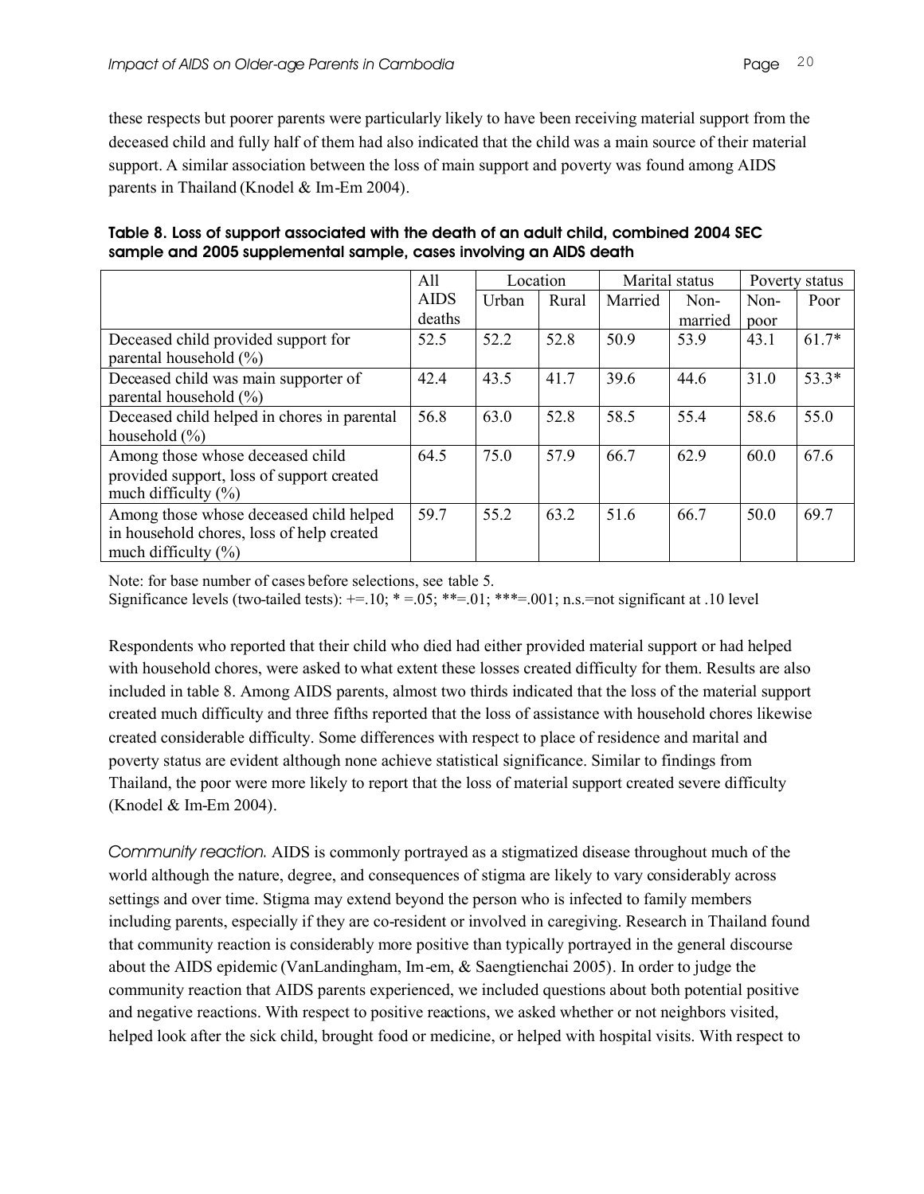these respects but poorer parents were particularly likely to have been receiving material support from the deceased child and fully half of them had also indicated that the child was a main source of their material support. A similar association between the loss of main support and poverty was found among AIDS parents in Thailand (Knodel & Im-Em 2004).

**Table 8. Loss of support associated with the death of an adult child, combined 2004 SEC sample and 2005 supplemental sample, cases involving an AIDS death**

| | All AIDS deaths | Location | | Marital status | | Poverty status | |
|---|---|---|---|---|---|---|---|
| | | Urban | Rural | Married | Non-married | Non-poor | Poor |
| Deceased child provided support for parental household (%) | 52.5 | 52.2 | 52.8 | 50.9 | 53.9 | 43.1 | 61.7* |
| Deceased child was main supporter of parental household (%) | 42.4 | 43.5 | 41.7 | 39.6 | 44.6 | 31.0 | 53.3* |
| Deceased child helped in chores in parental household (%) | 56.8 | 63.0 | 52.8 | 58.5 | 55.4 | 58.6 | 55.0 |
| Among those whose deceased child provided support, loss of support created much difficulty (%) | 64.5 | 75.0 | 57.9 | 66.7 | 62.9 | 60.0 | 67.6 |
| Among those whose deceased child helped in household chores, loss of help created much difficulty (%) | 59.7 | 55.2 | 63.2 | 51.6 | 66.7 | 50.0 | 69.7 |

Note: for base number of cases before selections, see table 5.
Significance levels (two-tailed tests): +=.10; * =.05; **=.01; ***=.001; n.s.=not significant at .10 level

Respondents who reported that their child who died had either provided material support or had helped with household chores, were asked to what extent these losses created difficulty for them. Results are also included in table 8. Among AIDS parents, almost two thirds indicated that the loss of the material support created much difficulty and three fifths reported that the loss of assistance with household chores likewise created considerable difficulty. Some differences with respect to place of residence and marital and poverty status are evident although none achieve statistical significance. Similar to findings from Thailand, the poor were more likely to report that the loss of material support created severe difficulty (Knodel & Im-Em 2004).

*Community reaction.* AIDS is commonly portrayed as a stigmatized disease throughout much of the world although the nature, degree, and consequences of stigma are likely to vary considerably across settings and over time. Stigma may extend beyond the person who is infected to family members including parents, especially if they are co-resident or involved in caregiving. Research in Thailand found that community reaction is considerably more positive than typically portrayed in the general discourse about the AIDS epidemic (VanLandingham, Im-em, & Saengtienchai 2005). In order to judge the community reaction that AIDS parents experienced, we included questions about both potential positive and negative reactions. With respect to positive reactions, we asked whether or not neighbors visited, helped look after the sick child, brought food or medicine, or helped with hospital visits. With respect to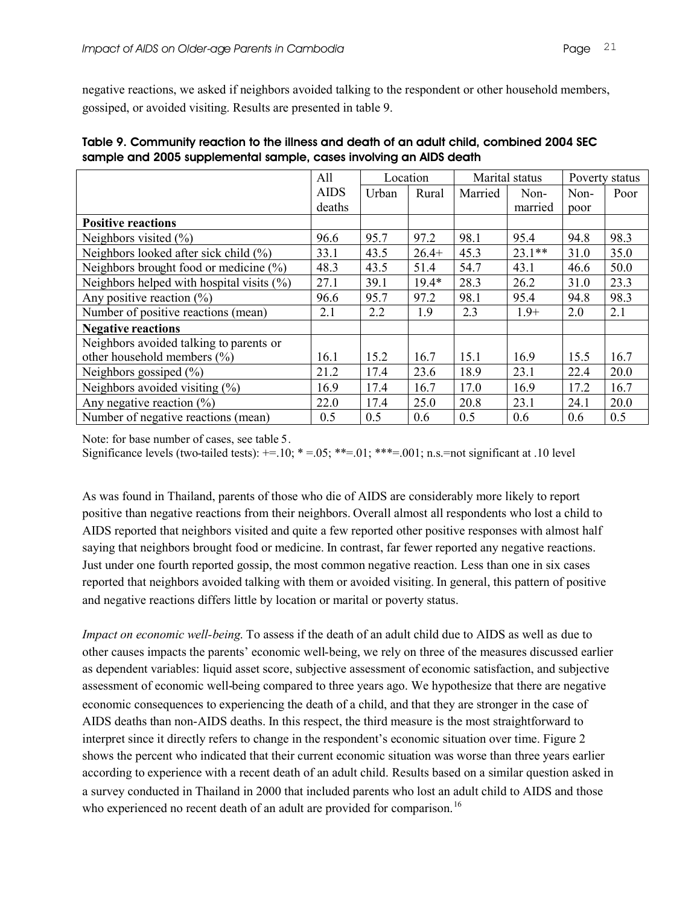negative reactions, we asked if neighbors avoided talking to the respondent or other household members, gossiped, or avoided visiting. Results are presented in table 9.

**Table 9. Community reaction to the illness and death of an adult child, combined 2004 SEC sample and 2005 supplemental sample, cases involving an AIDS death**

| | All AIDS deaths | Location | | Marital status | | Poverty status | |
|---|---|---|---|---|---|---|---|
| | | Urban | Rural | Married | Non-married | Non-poor | Poor |
| **Positive reactions** | | | | | | | |
| Neighbors visited (%) | 96.6 | 95.7 | 97.2 | 98.1 | 95.4 | 94.8 | 98.3 |
| Neighbors looked after sick child (%) | 33.1 | 43.5 | 26.4+ | 45.3 | 23.1** | 31.0 | 35.0 |
| Neighbors brought food or medicine (%) | 48.3 | 43.5 | 51.4 | 54.7 | 43.1 | 46.6 | 50.0 |
| Neighbors helped with hospital visits (%) | 27.1 | 39.1 | 19.4* | 28.3 | 26.2 | 31.0 | 23.3 |
| Any positive reaction (%) | 96.6 | 95.7 | 97.2 | 98.1 | 95.4 | 94.8 | 98.3 |
| Number of positive reactions (mean) | 2.1 | 2.2 | 1.9 | 2.3 | 1.9+ | 2.0 | 2.1 |
| **Negative reactions** | | | | | | | |
| Neighbors avoided talking to parents or other household members (%) | 16.1 | 15.2 | 16.7 | 15.1 | 16.9 | 15.5 | 16.7 |
| Neighbors gossiped (%) | 21.2 | 17.4 | 23.6 | 18.9 | 23.1 | 22.4 | 20.0 |
| Neighbors avoided visiting (%) | 16.9 | 17.4 | 16.7 | 17.0 | 16.9 | 17.2 | 16.7 |
| Any negative reaction (%) | 22.0 | 17.4 | 25.0 | 20.8 | 23.1 | 24.1 | 20.0 |
| Number of negative reactions (mean) | 0.5 | 0.5 | 0.6 | 0.5 | 0.6 | 0.6 | 0.5 |

Note: for base number of cases, see table 5.
Significance levels (two-tailed tests): +=.10; * =.05; **=.01; ***=.001; n.s.=not significant at .10 level

As was found in Thailand, parents of those who die of AIDS are considerably more likely to report positive than negative reactions from their neighbors. Overall almost all respondents who lost a child to AIDS reported that neighbors visited and quite a few reported other positive responses with almost half saying that neighbors brought food or medicine. In contrast, far fewer reported any negative reactions. Just under one fourth reported gossip, the most common negative reaction. Less than one in six cases reported that neighbors avoided talking with them or avoided visiting. In general, this pattern of positive and negative reactions differs little by location or marital or poverty status.

*Impact on economic well-being.* To assess if the death of an adult child due to AIDS as well as due to other causes impacts the parents' economic well-being, we rely on three of the measures discussed earlier as dependent variables: liquid asset score, subjective assessment of economic satisfaction, and subjective assessment of economic well-being compared to three years ago. We hypothesize that there are negative economic consequences to experiencing the death of a child, and that they are stronger in the case of AIDS deaths than non-AIDS deaths. In this respect, the third measure is the most straightforward to interpret since it directly refers to change in the respondent's economic situation over time. Figure 2 shows the percent who indicated that their current economic situation was worse than three years earlier according to experience with a recent death of an adult child. Results based on a similar question asked in a survey conducted in Thailand in 2000 that included parents who lost an adult child to AIDS and those who experienced no recent death of an adult are provided for comparison.[16]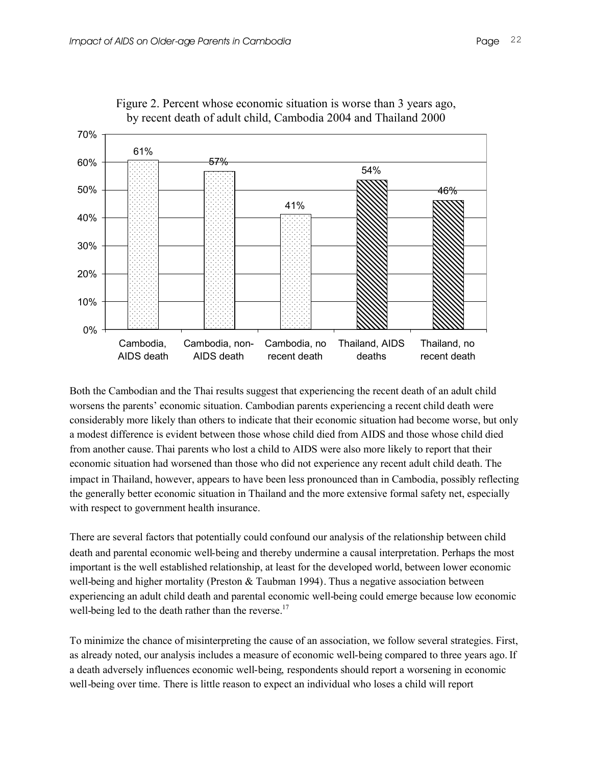Figure 2. Percent whose economic situation is worse than 3 years ago, by recent death of adult child, Cambodia 2004 and Thailand 2000

| Group | Percent |
| --- | --- |
| Cambodia, AIDS death | 61% |
| Cambodia, non-AIDS death | 57% |
| Cambodia, no recent death | 41% |
| Thailand, AIDS deaths | 54% |
| Thailand, no recent death | 46% |

Both the Cambodian and the Thai results suggest that experiencing the recent death of an adult child worsens the parents' economic situation. Cambodian parents experiencing a recent child death were considerably more likely than others to indicate that their economic situation had become worse, but only a modest difference is evident between those whose child died from AIDS and those whose child died from another cause. Thai parents who lost a child to AIDS were also more likely to report that their economic situation had worsened than those who did not experience any recent adult child death. The impact in Thailand, however, appears to have been less pronounced than in Cambodia, possibly reflecting the generally better economic situation in Thailand and the more extensive formal safety net, especially with respect to government health insurance.

There are several factors that potentially could confound our analysis of the relationship between child death and parental economic well-being and thereby undermine a causal interpretation. Perhaps the most important is the well established relationship, at least for the developed world, between lower economic well-being and higher mortality (Preston & Taubman 1994). Thus a negative association between experiencing an adult child death and parental economic well-being could emerge because low economic well-being led to the death rather than the reverse.[17]

To minimize the chance of misinterpreting the cause of an association, we follow several strategies. First, as already noted, our analysis includes a measure of economic well-being compared to three years ago. If a death adversely influences economic well-being, respondents should report a worsening in economic well-being over time. There is little reason to expect an individual who loses a child will report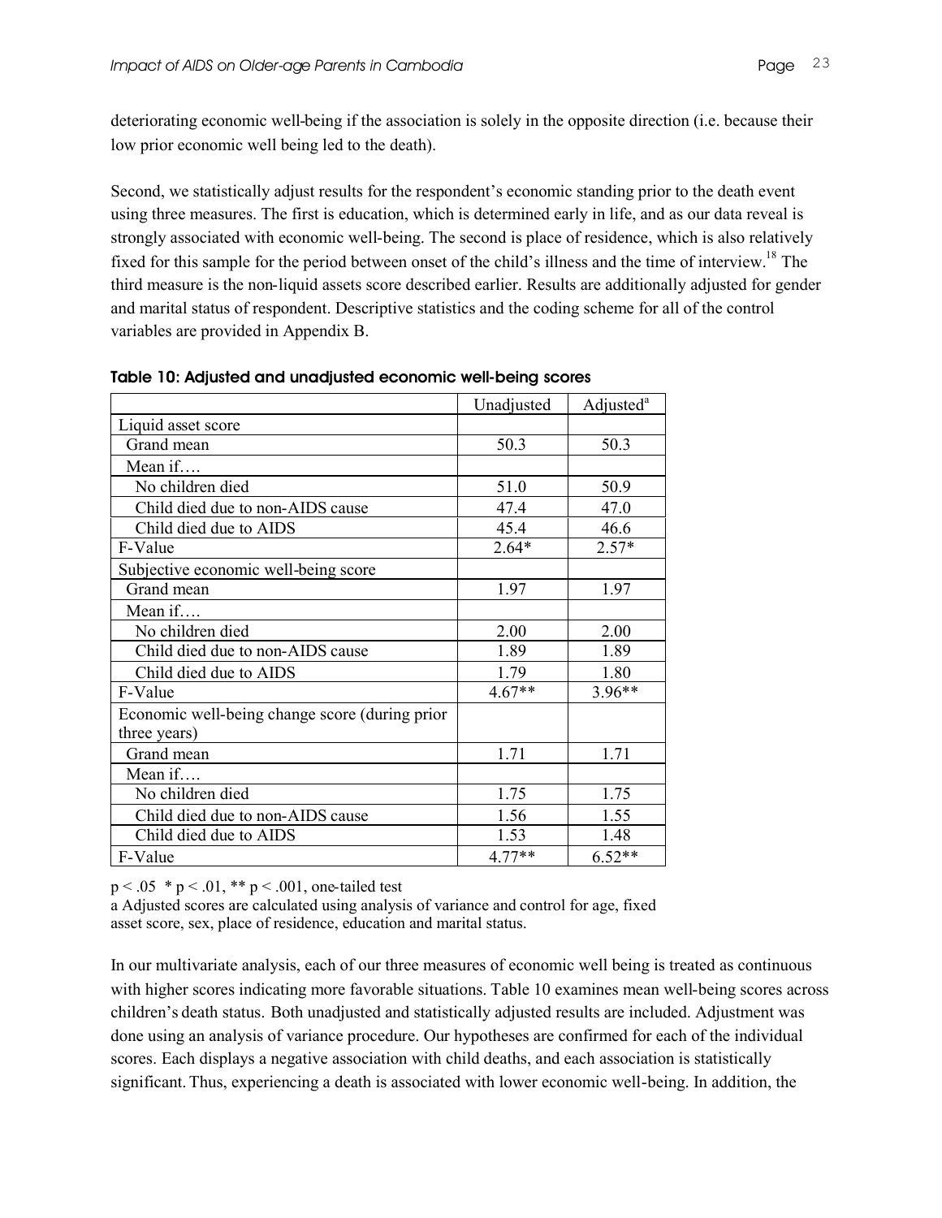deteriorating economic well-being if the association is solely in the opposite direction (i.e. because their low prior economic well being led to the death).

Second, we statistically adjust results for the respondent's economic standing prior to the death event using three measures. The first is education, which is determined early in life, and as our data reveal is strongly associated with economic well-being. The second is place of residence, which is also relatively fixed for this sample for the period between onset of the child's illness and the time of interview.[18] The third measure is the non-liquid assets score described earlier. Results are additionally adjusted for gender and marital status of respondent. Descriptive statistics and the coding scheme for all of the control variables are provided in Appendix B.

**Table 10: Adjusted and unadjusted economic well-being scores**

| | Unadjusted | Adjusted[a] |
|---|---|---|
| Liquid asset score | | |
| Grand mean | 50.3 | 50.3 |
| Mean if…. | | |
| No children died | 51.0 | 50.9 |
| Child died due to non-AIDS cause | 47.4 | 47.0 |
| Child died due to AIDS | 45.4 | 46.6 |
| F-Value | 2.64* | 2.57* |
| Subjective economic well-being score | | |
| Grand mean | 1.97 | 1.97 |
| Mean if…. | | |
| No children died | 2.00 | 2.00 |
| Child died due to non-AIDS cause | 1.89 | 1.89 |
| Child died due to AIDS | 1.79 | 1.80 |
| F-Value | 4.67** | 3.96** |
| Economic well-being change score (during prior three years) | | |
| Grand mean | 1.71 | 1.71 |
| Mean if…. | | |
| No children died | 1.75 | 1.75 |
| Child died due to non-AIDS cause | 1.56 | 1.55 |
| Child died due to AIDS | 1.53 | 1.48 |
| F-Value | 4.77** | 6.52** |

$p < .05$ * $p < .01$, ** $p < .001$, one-tailed test

a Adjusted scores are calculated using analysis of variance and control for age, fixed asset score, sex, place of residence, education and marital status.

In our multivariate analysis, each of our three measures of economic well being is treated as continuous with higher scores indicating more favorable situations. Table 10 examines mean well-being scores across children's death status. Both unadjusted and statistically adjusted results are included. Adjustment was done using an analysis of variance procedure. Our hypotheses are confirmed for each of the individual scores. Each displays a negative association with child deaths, and each association is statistically significant. Thus, experiencing a death is associated with lower economic well-being. In addition, the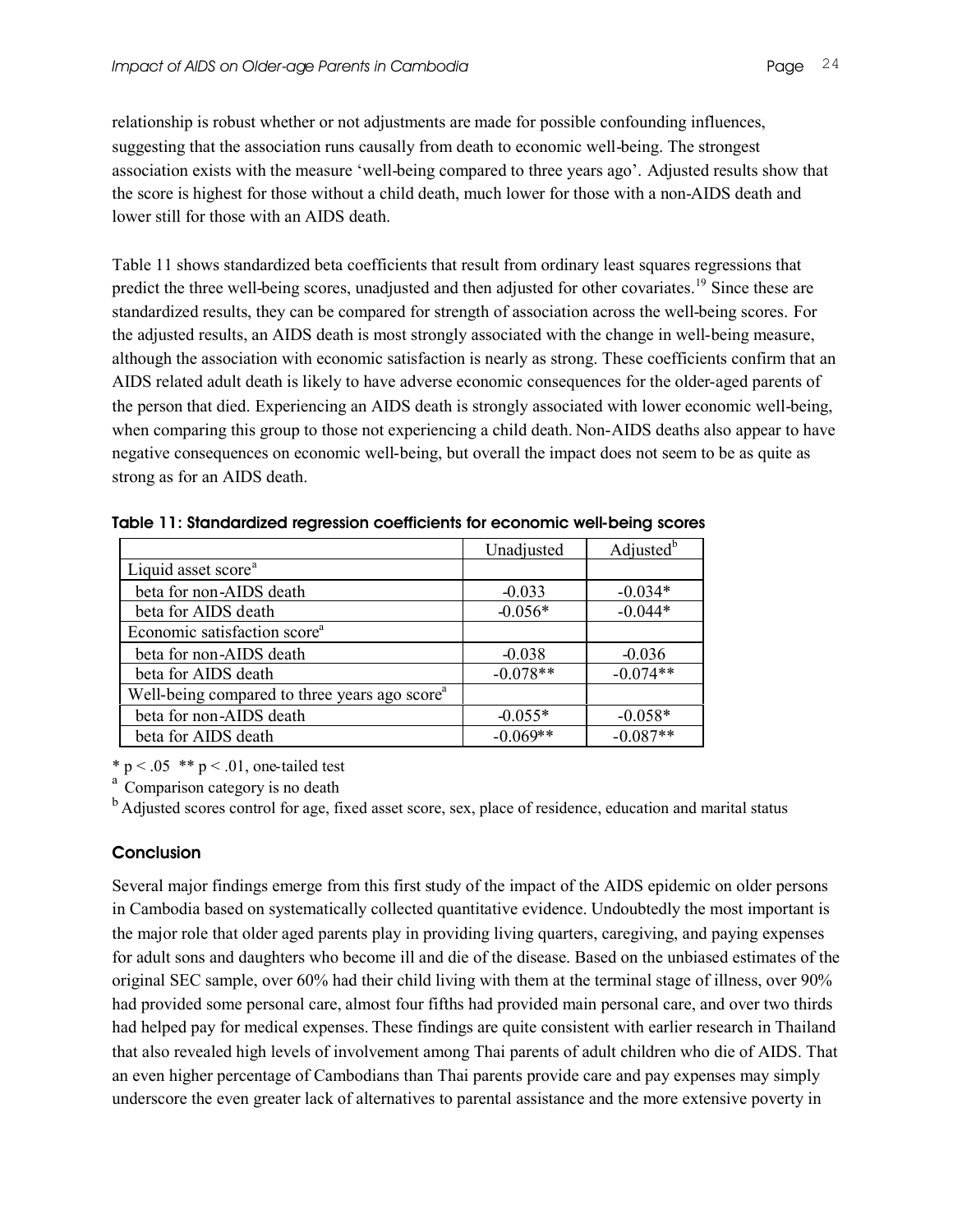relationship is robust whether or not adjustments are made for possible confounding influences, suggesting that the association runs causally from death to economic well-being. The strongest association exists with the measure 'well-being compared to three years ago'. Adjusted results show that the score is highest for those without a child death, much lower for those with a non-AIDS death and lower still for those with an AIDS death.

Table 11 shows standardized beta coefficients that result from ordinary least squares regressions that predict the three well-being scores, unadjusted and then adjusted for other covariates.[19] Since these are standardized results, they can be compared for strength of association across the well-being scores. For the adjusted results, an AIDS death is most strongly associated with the change in well-being measure, although the association with economic satisfaction is nearly as strong. These coefficients confirm that an AIDS related adult death is likely to have adverse economic consequences for the older-aged parents of the person that died. Experiencing an AIDS death is strongly associated with lower economic well-being, when comparing this group to those not experiencing a child death. Non-AIDS deaths also appear to have negative consequences on economic well-being, but overall the impact does not seem to be as quite as strong as for an AIDS death.

**Table 11: Standardized regression coefficients for economic well-being scores**

| | Unadjusted | Adjusted[b] |
|---|---|---|
| Liquid asset score[a] | | |
| beta for non-AIDS death | -0.033 | -0.034* |
| beta for AIDS death | -0.056* | -0.044* |
| Economic satisfaction score[a] | | |
| beta for non-AIDS death | -0.038 | -0.036 |
| beta for AIDS death | -0.078** | -0.074** |
| Well-being compared to three years ago score[a] | | |
| beta for non-AIDS death | -0.055* | -0.058* |
| beta for AIDS death | -0.069** | -0.087** |

* $p < .05$ ** $p < .01$, one-tailed test

[a] Comparison category is no death

[b] Adjusted scores control for age, fixed asset score, sex, place of residence, education and marital status

## Conclusion

Several major findings emerge from this first study of the impact of the AIDS epidemic on older persons in Cambodia based on systematically collected quantitative evidence. Undoubtedly the most important is the major role that older aged parents play in providing living quarters, caregiving, and paying expenses for adult sons and daughters who become ill and die of the disease. Based on the unbiased estimates of the original SEC sample, over 60% had their child living with them at the terminal stage of illness, over 90% had provided some personal care, almost four fifths had provided main personal care, and over two thirds had helped pay for medical expenses. These findings are quite consistent with earlier research in Thailand that also revealed high levels of involvement among Thai parents of adult children who die of AIDS. That an even higher percentage of Cambodians than Thai parents provide care and pay expenses may simply underscore the even greater lack of alternatives to parental assistance and the more extensive poverty in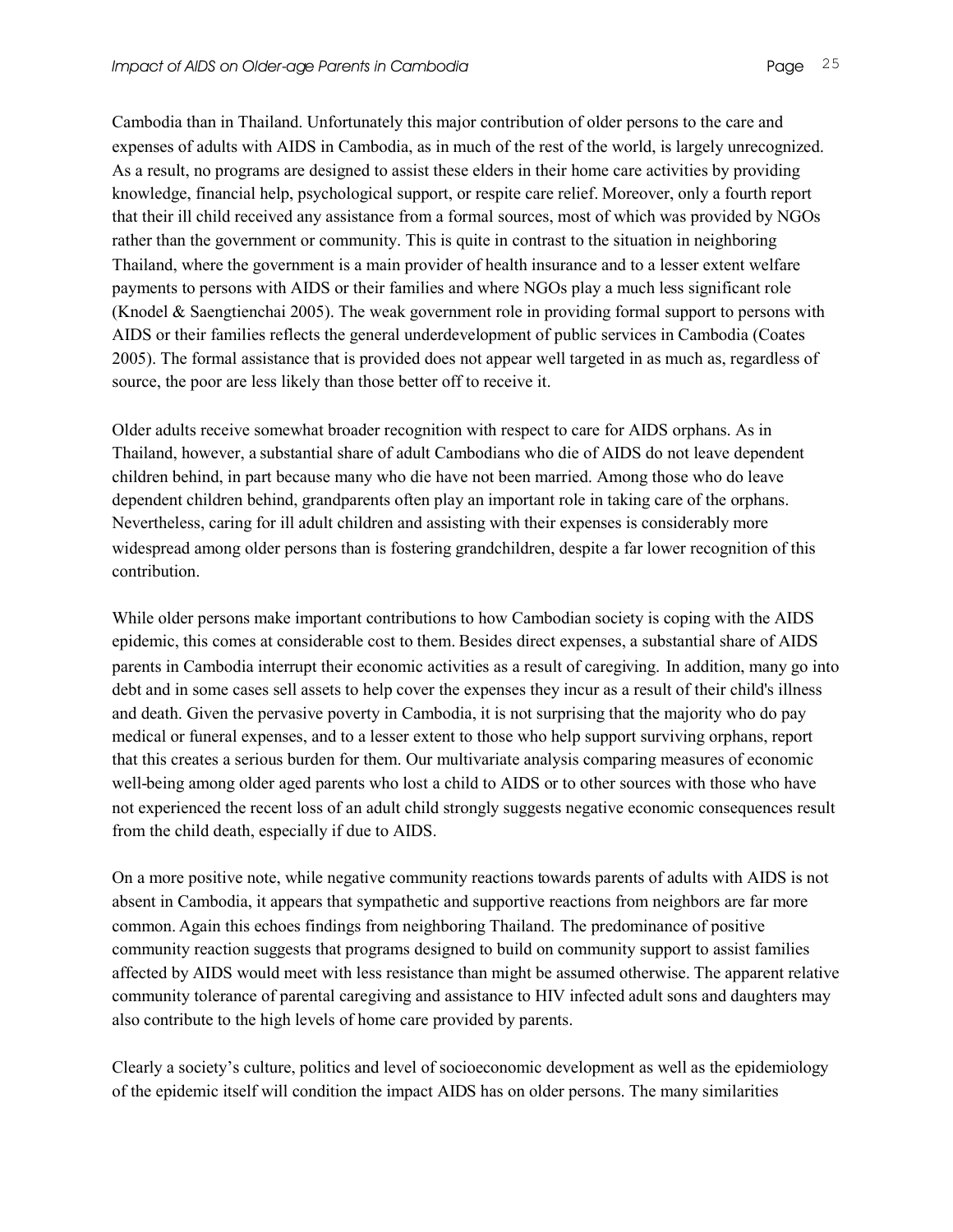Cambodia than in Thailand. Unfortunately this major contribution of older persons to the care and expenses of adults with AIDS in Cambodia, as in much of the rest of the world, is largely unrecognized. As a result, no programs are designed to assist these elders in their home care activities by providing knowledge, financial help, psychological support, or respite care relief. Moreover, only a fourth report that their ill child received any assistance from a formal sources, most of which was provided by NGOs rather than the government or community. This is quite in contrast to the situation in neighboring Thailand, where the government is a main provider of health insurance and to a lesser extent welfare payments to persons with AIDS or their families and where NGOs play a much less significant role (Knodel & Saengtienchai 2005). The weak government role in providing formal support to persons with AIDS or their families reflects the general underdevelopment of public services in Cambodia (Coates 2005). The formal assistance that is provided does not appear well targeted in as much as, regardless of source, the poor are less likely than those better off to receive it.

Older adults receive somewhat broader recognition with respect to care for AIDS orphans. As in Thailand, however, a substantial share of adult Cambodians who die of AIDS do not leave dependent children behind, in part because many who die have not been married. Among those who do leave dependent children behind, grandparents often play an important role in taking care of the orphans. Nevertheless, caring for ill adult children and assisting with their expenses is considerably more widespread among older persons than is fostering grandchildren, despite a far lower recognition of this contribution.

While older persons make important contributions to how Cambodian society is coping with the AIDS epidemic, this comes at considerable cost to them. Besides direct expenses, a substantial share of AIDS parents in Cambodia interrupt their economic activities as a result of caregiving. In addition, many go into debt and in some cases sell assets to help cover the expenses they incur as a result of their child's illness and death. Given the pervasive poverty in Cambodia, it is not surprising that the majority who do pay medical or funeral expenses, and to a lesser extent to those who help support surviving orphans, report that this creates a serious burden for them. Our multivariate analysis comparing measures of economic well-being among older aged parents who lost a child to AIDS or to other sources with those who have not experienced the recent loss of an adult child strongly suggests negative economic consequences result from the child death, especially if due to AIDS.

On a more positive note, while negative community reactions towards parents of adults with AIDS is not absent in Cambodia, it appears that sympathetic and supportive reactions from neighbors are far more common. Again this echoes findings from neighboring Thailand. The predominance of positive community reaction suggests that programs designed to build on community support to assist families affected by AIDS would meet with less resistance than might be assumed otherwise. The apparent relative community tolerance of parental caregiving and assistance to HIV infected adult sons and daughters may also contribute to the high levels of home care provided by parents.

Clearly a society's culture, politics and level of socioeconomic development as well as the epidemiology of the epidemic itself will condition the impact AIDS has on older persons. The many similarities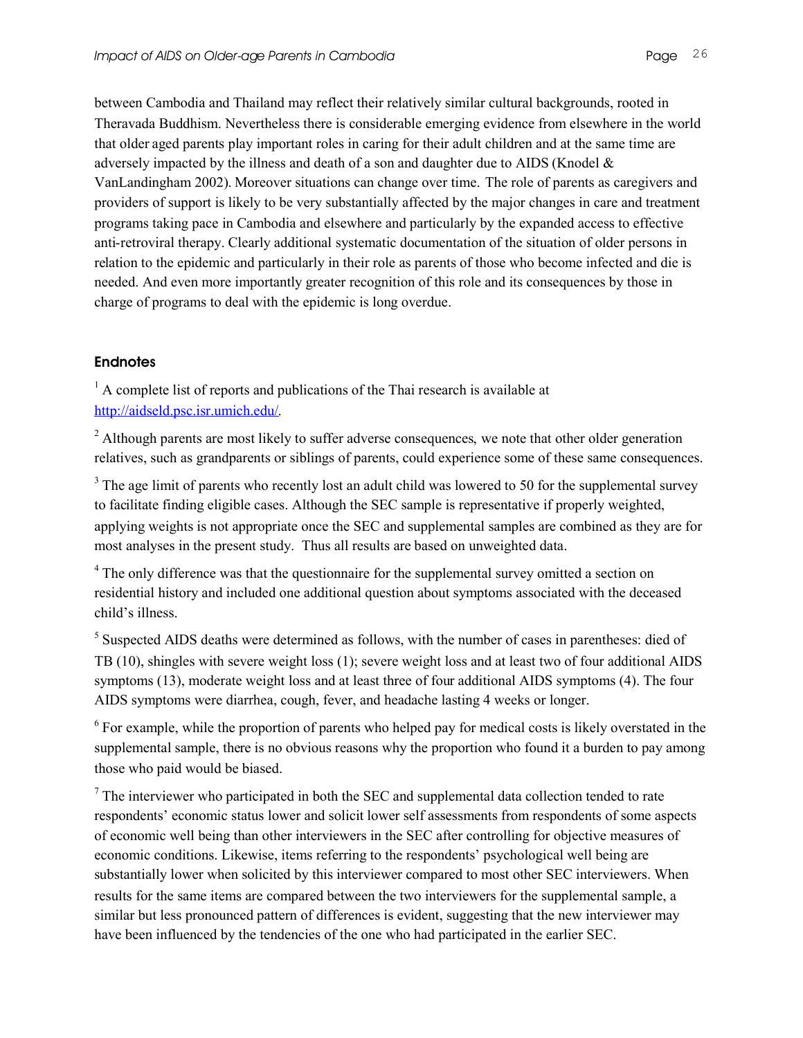between Cambodia and Thailand may reflect their relatively similar cultural backgrounds, rooted in Theravada Buddhism. Nevertheless there is considerable emerging evidence from elsewhere in the world that older aged parents play important roles in caring for their adult children and at the same time are adversely impacted by the illness and death of a son and daughter due to AIDS (Knodel & VanLandingham 2002). Moreover situations can change over time. The role of parents as caregivers and providers of support is likely to be very substantially affected by the major changes in care and treatment programs taking pace in Cambodia and elsewhere and particularly by the expanded access to effective anti-retroviral therapy. Clearly additional systematic documentation of the situation of older persons in relation to the epidemic and particularly in their role as parents of those who become infected and die is needed. And even more importantly greater recognition of this role and its consequences by those in charge of programs to deal with the epidemic is long overdue.

## Endnotes

[1] A complete list of reports and publications of the Thai research is available at http://aidseld.psc.isr.umich.edu/.

[2] Although parents are most likely to suffer adverse consequences, we note that other older generation relatives, such as grandparents or siblings of parents, could experience some of these same consequences.

[3] The age limit of parents who recently lost an adult child was lowered to 50 for the supplemental survey to facilitate finding eligible cases. Although the SEC sample is representative if properly weighted, applying weights is not appropriate once the SEC and supplemental samples are combined as they are for most analyses in the present study. Thus all results are based on unweighted data.

[4] The only difference was that the questionnaire for the supplemental survey omitted a section on residential history and included one additional question about symptoms associated with the deceased child's illness.

[5] Suspected AIDS deaths were determined as follows, with the number of cases in parentheses: died of TB (10), shingles with severe weight loss (1); severe weight loss and at least two of four additional AIDS symptoms (13), moderate weight loss and at least three of four additional AIDS symptoms (4). The four AIDS symptoms were diarrhea, cough, fever, and headache lasting 4 weeks or longer.

[6] For example, while the proportion of parents who helped pay for medical costs is likely overstated in the supplemental sample, there is no obvious reasons why the proportion who found it a burden to pay among those who paid would be biased.

[7] The interviewer who participated in both the SEC and supplemental data collection tended to rate respondents' economic status lower and solicit lower self assessments from respondents of some aspects of economic well being than other interviewers in the SEC after controlling for objective measures of economic conditions. Likewise, items referring to the respondents' psychological well being are substantially lower when solicited by this interviewer compared to most other SEC interviewers. When results for the same items are compared between the two interviewers for the supplemental sample, a similar but less pronounced pattern of differences is evident, suggesting that the new interviewer may have been influenced by the tendencies of the one who had participated in the earlier SEC.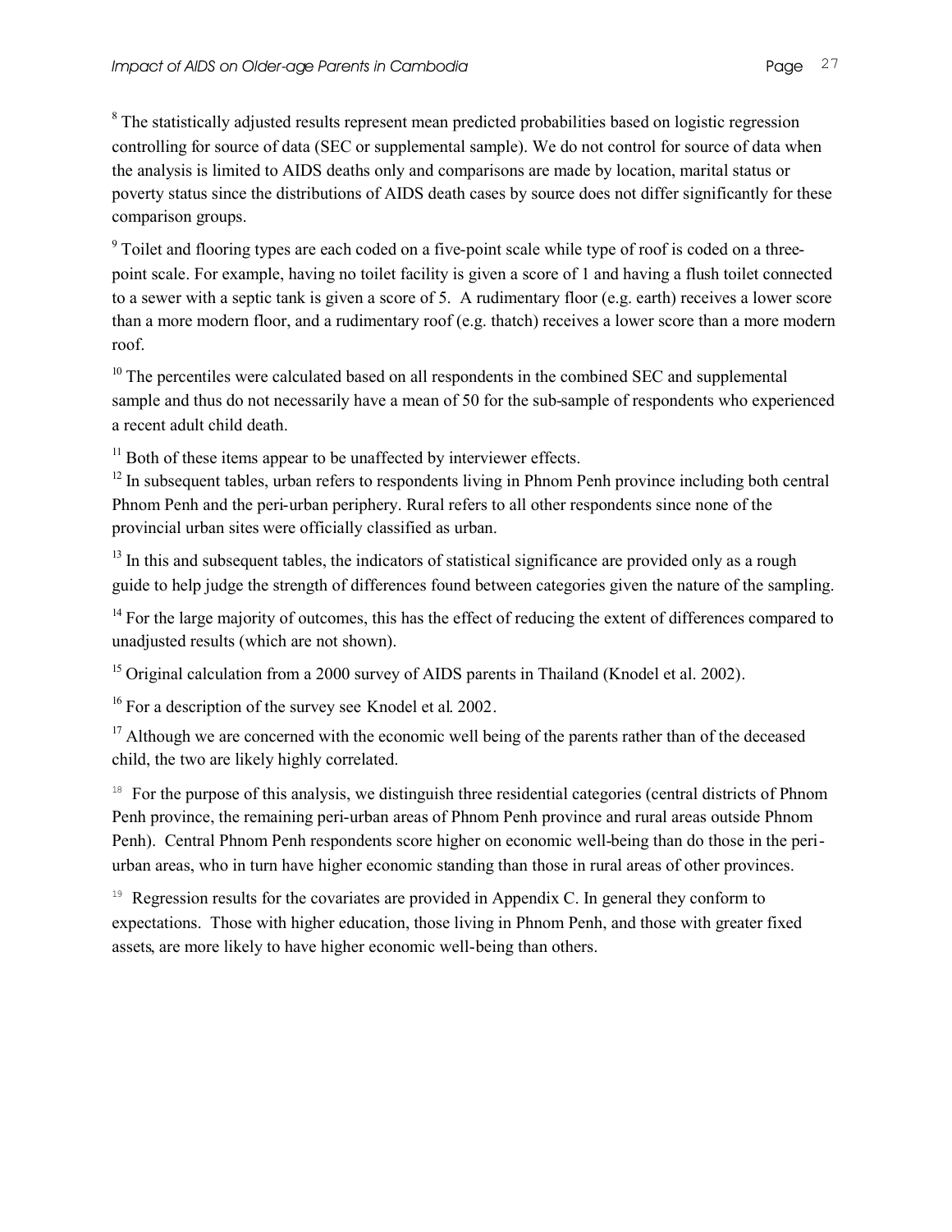[8] The statistically adjusted results represent mean predicted probabilities based on logistic regression controlling for source of data (SEC or supplemental sample). We do not control for source of data when the analysis is limited to AIDS deaths only and comparisons are made by location, marital status or poverty status since the distributions of AIDS death cases by source does not differ significantly for these comparison groups.

[9] Toilet and flooring types are each coded on a five-point scale while type of roof is coded on a three-point scale. For example, having no toilet facility is given a score of 1 and having a flush toilet connected to a sewer with a septic tank is given a score of 5. A rudimentary floor (e.g. earth) receives a lower score than a more modern floor, and a rudimentary roof (e.g. thatch) receives a lower score than a more modern roof.

[10] The percentiles were calculated based on all respondents in the combined SEC and supplemental sample and thus do not necessarily have a mean of 50 for the sub-sample of respondents who experienced a recent adult child death.

[11] Both of these items appear to be unaffected by interviewer effects.

[12] In subsequent tables, urban refers to respondents living in Phnom Penh province including both central Phnom Penh and the peri-urban periphery. Rural refers to all other respondents since none of the provincial urban sites were officially classified as urban.

[13] In this and subsequent tables, the indicators of statistical significance are provided only as a rough guide to help judge the strength of differences found between categories given the nature of the sampling.

[14] For the large majority of outcomes, this has the effect of reducing the extent of differences compared to unadjusted results (which are not shown).

[15] Original calculation from a 2000 survey of AIDS parents in Thailand (Knodel et al. 2002).

[16] For a description of the survey see Knodel et al. 2002.

[17] Although we are concerned with the economic well being of the parents rather than of the deceased child, the two are likely highly correlated.

[18] For the purpose of this analysis, we distinguish three residential categories (central districts of Phnom Penh province, the remaining peri-urban areas of Phnom Penh province and rural areas outside Phnom Penh). Central Phnom Penh respondents score higher on economic well-being than do those in the peri-urban areas, who in turn have higher economic standing than those in rural areas of other provinces.

[19] Regression results for the covariates are provided in Appendix C. In general they conform to expectations. Those with higher education, those living in Phnom Penh, and those with greater fixed assets, are more likely to have higher economic well-being than others.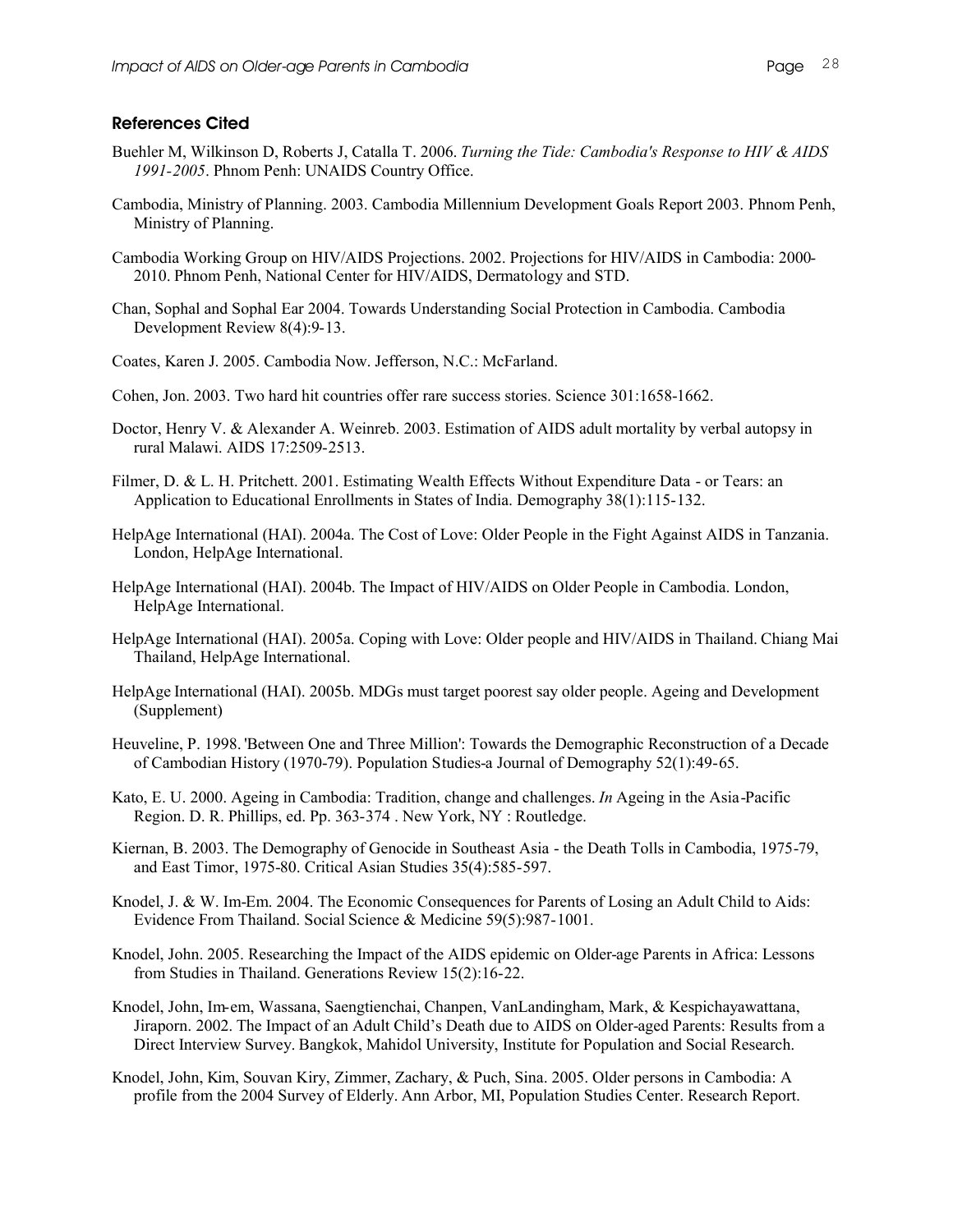## References Cited

Buehler M, Wilkinson D, Roberts J, Catalla T. 2006. *Turning the Tide: Cambodia's Response to HIV & AIDS 1991-2005*. Phnom Penh: UNAIDS Country Office.

Cambodia, Ministry of Planning. 2003. Cambodia Millennium Development Goals Report 2003. Phnom Penh, Ministry of Planning.

Cambodia Working Group on HIV/AIDS Projections. 2002. Projections for HIV/AIDS in Cambodia: 2000-2010. Phnom Penh, National Center for HIV/AIDS, Dermatology and STD.

Chan, Sophal and Sophal Ear 2004. Towards Understanding Social Protection in Cambodia. Cambodia Development Review 8(4):9-13.

Coates, Karen J. 2005. Cambodia Now. Jefferson, N.C.: McFarland.

Cohen, Jon. 2003. Two hard hit countries offer rare success stories. Science 301:1658-1662.

Doctor, Henry V. & Alexander A. Weinreb. 2003. Estimation of AIDS adult mortality by verbal autopsy in rural Malawi. AIDS 17:2509-2513.

Filmer, D. & L. H. Pritchett. 2001. Estimating Wealth Effects Without Expenditure Data - or Tears: an Application to Educational Enrollments in States of India. Demography 38(1):115-132.

HelpAge International (HAI). 2004a. The Cost of Love: Older People in the Fight Against AIDS in Tanzania. London, HelpAge International.

HelpAge International (HAI). 2004b. The Impact of HIV/AIDS on Older People in Cambodia. London, HelpAge International.

HelpAge International (HAI). 2005a. Coping with Love: Older people and HIV/AIDS in Thailand. Chiang Mai Thailand, HelpAge International.

HelpAge International (HAI). 2005b. MDGs must target poorest say older people. Ageing and Development (Supplement)

Heuveline, P. 1998. 'Between One and Three Million': Towards the Demographic Reconstruction of a Decade of Cambodian History (1970-79). Population Studies-a Journal of Demography 52(1):49-65.

Kato, E. U. 2000. Ageing in Cambodia: Tradition, change and challenges. *In* Ageing in the Asia-Pacific Region. D. R. Phillips, ed. Pp. 363-374 . New York, NY : Routledge.

Kiernan, B. 2003. The Demography of Genocide in Southeast Asia - the Death Tolls in Cambodia, 1975-79, and East Timor, 1975-80. Critical Asian Studies 35(4):585-597.

Knodel, J. & W. Im-Em. 2004. The Economic Consequences for Parents of Losing an Adult Child to Aids: Evidence From Thailand. Social Science & Medicine 59(5):987-1001.

Knodel, John. 2005. Researching the Impact of the AIDS epidemic on Older-age Parents in Africa: Lessons from Studies in Thailand. Generations Review 15(2):16-22.

Knodel, John, Im-em, Wassana, Saengtienchai, Chanpen, VanLandingham, Mark, & Kespichayawattana, Jiraporn. 2002. The Impact of an Adult Child's Death due to AIDS on Older-aged Parents: Results from a Direct Interview Survey. Bangkok, Mahidol University, Institute for Population and Social Research.

Knodel, John, Kim, Souvan Kiry, Zimmer, Zachary, & Puch, Sina. 2005. Older persons in Cambodia: A profile from the 2004 Survey of Elderly. Ann Arbor, MI, Population Studies Center. Research Report.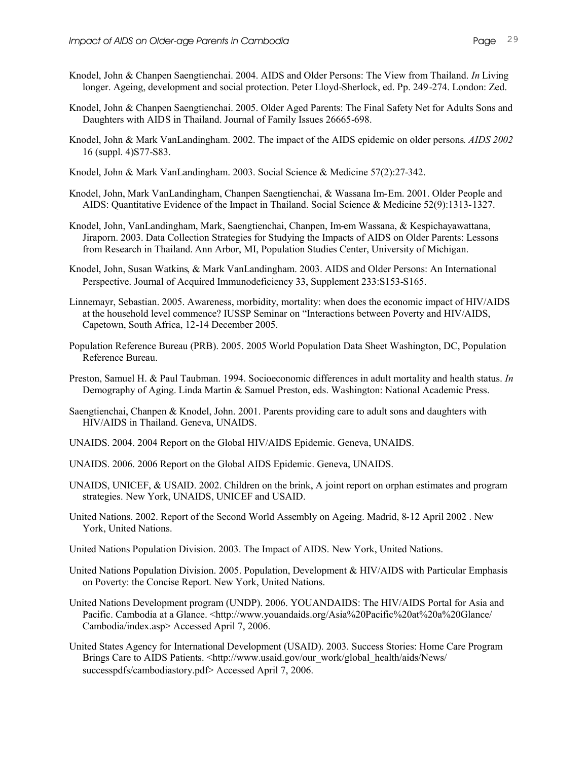Knodel, John & Chanpen Saengtienchai. 2004. AIDS and Older Persons: The View from Thailand. *In* Living longer. Ageing, development and social protection. Peter Lloyd-Sherlock, ed. Pp. 249-274. London: Zed.

Knodel, John & Chanpen Saengtienchai. 2005. Older Aged Parents: The Final Safety Net for Adults Sons and Daughters with AIDS in Thailand. Journal of Family Issues 26665-698.

Knodel, John & Mark VanLandingham. 2002. The impact of the AIDS epidemic on older persons. *AIDS 2002* 16 (suppl. 4)S77-S83.

Knodel, John & Mark VanLandingham. 2003. Social Science & Medicine 57(2):27-342.

Knodel, John, Mark VanLandingham, Chanpen Saengtienchai, & Wassana Im-Em. 2001. Older People and AIDS: Quantitative Evidence of the Impact in Thailand. Social Science & Medicine 52(9):1313-1327.

Knodel, John, VanLandingham, Mark, Saengtienchai, Chanpen, Im-em Wassana, & Kespichayawattana, Jiraporn. 2003. Data Collection Strategies for Studying the Impacts of AIDS on Older Parents: Lessons from Research in Thailand. Ann Arbor, MI, Population Studies Center, University of Michigan.

Knodel, John, Susan Watkins, & Mark VanLandingham. 2003. AIDS and Older Persons: An International Perspective. Journal of Acquired Immunodeficiency 33, Supplement 233:S153-S165.

Linnemayr, Sebastian. 2005. Awareness, morbidity, mortality: when does the economic impact of HIV/AIDS at the household level commence? IUSSP Seminar on "Interactions between Poverty and HIV/AIDS, Capetown, South Africa, 12-14 December 2005.

Population Reference Bureau (PRB). 2005. 2005 World Population Data Sheet Washington, DC, Population Reference Bureau.

Preston, Samuel H. & Paul Taubman. 1994. Socioeconomic differences in adult mortality and health status. *In* Demography of Aging. Linda Martin & Samuel Preston, eds. Washington: National Academic Press.

Saengtienchai, Chanpen & Knodel, John. 2001. Parents providing care to adult sons and daughters with HIV/AIDS in Thailand. Geneva, UNAIDS.

UNAIDS. 2004. 2004 Report on the Global HIV/AIDS Epidemic. Geneva, UNAIDS.

UNAIDS. 2006. 2006 Report on the Global AIDS Epidemic. Geneva, UNAIDS.

UNAIDS, UNICEF, & USAID. 2002. Children on the brink, A joint report on orphan estimates and program strategies. New York, UNAIDS, UNICEF and USAID.

United Nations. 2002. Report of the Second World Assembly on Ageing. Madrid, 8-12 April 2002 . New York, United Nations.

United Nations Population Division. 2003. The Impact of AIDS. New York, United Nations.

United Nations Population Division. 2005. Population, Development & HIV/AIDS with Particular Emphasis on Poverty: the Concise Report. New York, United Nations.

United Nations Development program (UNDP). 2006. YOUANDAIDS: The HIV/AIDS Portal for Asia and Pacific. Cambodia at a Glance. <http://www.youandaids.org/Asia%20Pacific%20at%20a%20Glance/Cambodia/index.asp> Accessed April 7, 2006.

United States Agency for International Development (USAID). 2003. Success Stories: Home Care Program Brings Care to AIDS Patients. <http://www.usaid.gov/our_work/global_health/aids/News/successpdfs/cambodiastory.pdf> Accessed April 7, 2006.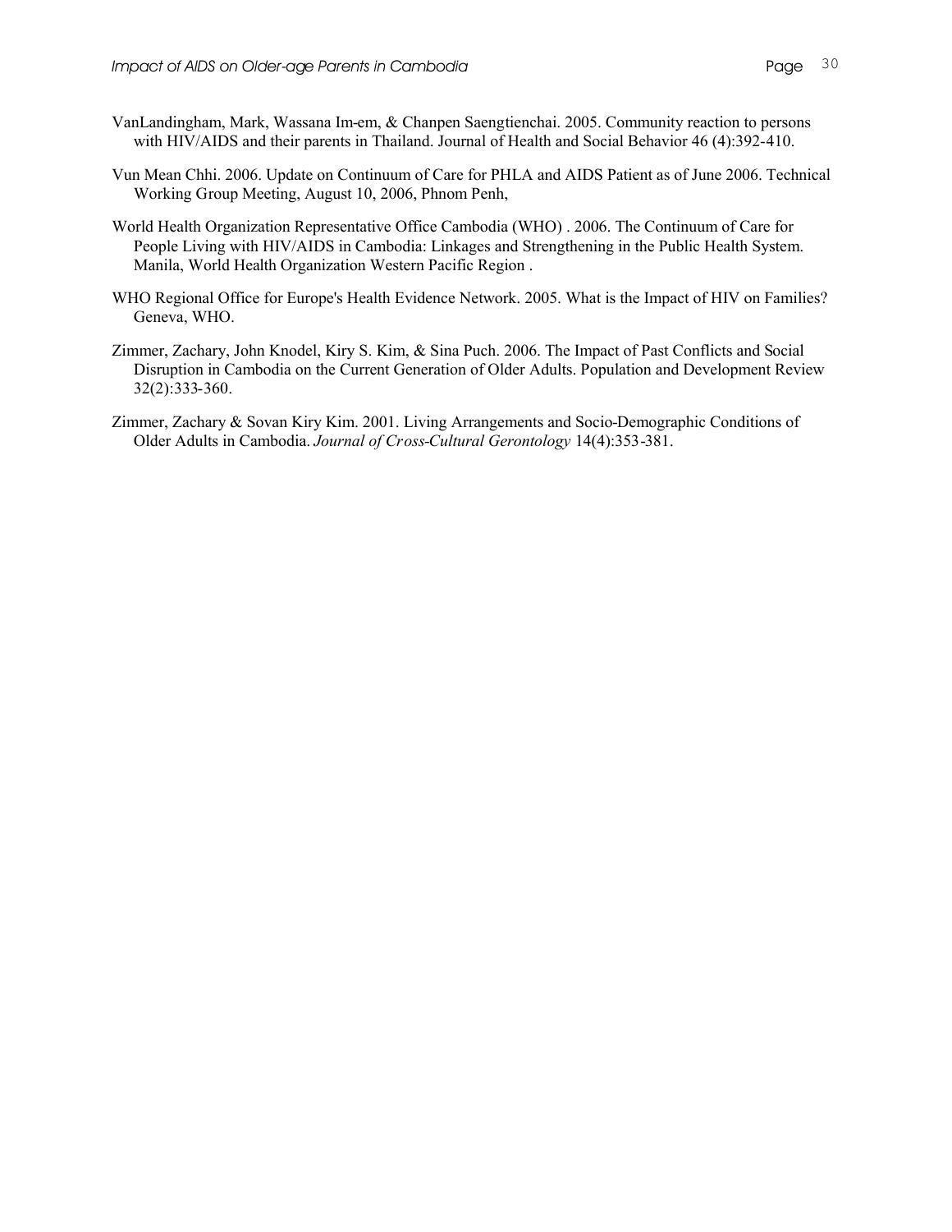VanLandingham, Mark, Wassana Im-em, & Chanpen Saengtienchai. 2005. Community reaction to persons with HIV/AIDS and their parents in Thailand. Journal of Health and Social Behavior 46 (4):392-410.

Vun Mean Chhi. 2006. Update on Continuum of Care for PHLA and AIDS Patient as of June 2006. Technical Working Group Meeting, August 10, 2006, Phnom Penh,

World Health Organization Representative Office Cambodia (WHO) . 2006. The Continuum of Care for People Living with HIV/AIDS in Cambodia: Linkages and Strengthening in the Public Health System. Manila, World Health Organization Western Pacific Region .

WHO Regional Office for Europe's Health Evidence Network. 2005. What is the Impact of HIV on Families? Geneva, WHO.

Zimmer, Zachary, John Knodel, Kiry S. Kim, & Sina Puch. 2006. The Impact of Past Conflicts and Social Disruption in Cambodia on the Current Generation of Older Adults. Population and Development Review 32(2):333-360.

Zimmer, Zachary & Sovan Kiry Kim. 2001. Living Arrangements and Socio-Demographic Conditions of Older Adults in Cambodia. *Journal of Cross-Cultural Gerontology* 14(4):353-381.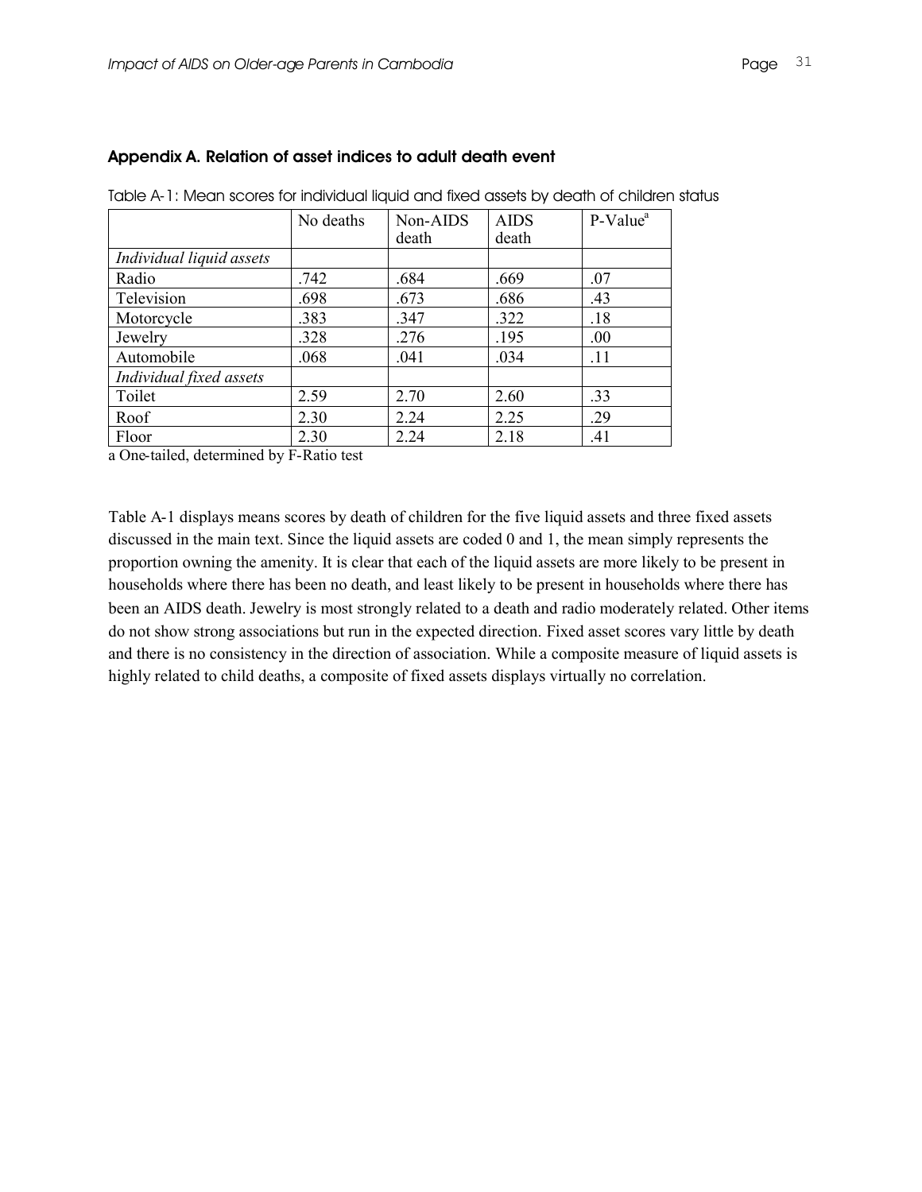## Appendix A. Relation of asset indices to adult death event

Table A-1: Mean scores for individual liquid and fixed assets by death of children status

| | No deaths | Non-AIDS death | AIDS death | P-Value[a] |
|---|---|---|---|---|
| *Individual liquid assets* | | | | |
| Radio | .742 | .684 | .669 | .07 |
| Television | .698 | .673 | .686 | .43 |
| Motorcycle | .383 | .347 | .322 | .18 |
| Jewelry | .328 | .276 | .195 | .00 |
| Automobile | .068 | .041 | .034 | .11 |
| *Individual fixed assets* | | | | |
| Toilet | 2.59 | 2.70 | 2.60 | .33 |
| Roof | 2.30 | 2.24 | 2.25 | .29 |
| Floor | 2.30 | 2.24 | 2.18 | .41 |

a One-tailed, determined by F-Ratio test

Table A-1 displays means scores by death of children for the five liquid assets and three fixed assets discussed in the main text. Since the liquid assets are coded 0 and 1, the mean simply represents the proportion owning the amenity. It is clear that each of the liquid assets are more likely to be present in households where there has been no death, and least likely to be present in households where there has been an AIDS death. Jewelry is most strongly related to a death and radio moderately related. Other items do not show strong associations but run in the expected direction. Fixed asset scores vary little by death and there is no consistency in the direction of association. While a composite measure of liquid assets is highly related to child deaths, a composite of fixed assets displays virtually no correlation.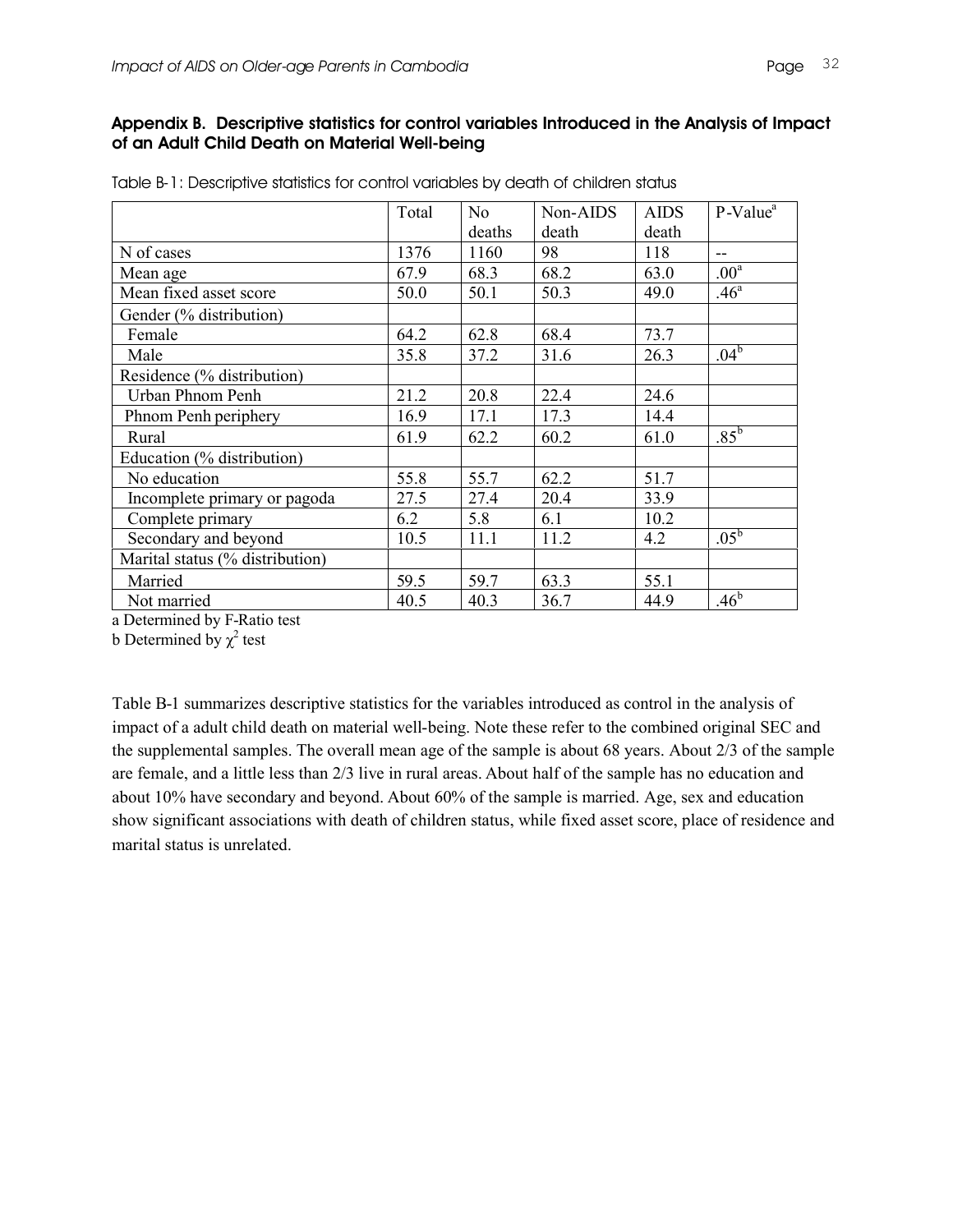## Appendix B. Descriptive statistics for control variables Introduced in the Analysis of Impact of an Adult Child Death on Material Well-being

Table B-1: Descriptive statistics for control variables by death of children status

| | Total | No deaths | Non-AIDS death | AIDS death | P-Value[a] |
|---|---|---|---|---|---|
| N of cases | 1376 | 1160 | 98 | 118 | -- |
| Mean age | 67.9 | 68.3 | 68.2 | 63.0 | .00[a] |
| Mean fixed asset score | 50.0 | 50.1 | 50.3 | 49.0 | .46[a] |
| Gender (% distribution) | | | | | |
| Female | 64.2 | 62.8 | 68.4 | 73.7 | |
| Male | 35.8 | 37.2 | 31.6 | 26.3 | .04[b] |
| Residence (% distribution) | | | | | |
| Urban Phnom Penh | 21.2 | 20.8 | 22.4 | 24.6 | |
| Phnom Penh periphery | 16.9 | 17.1 | 17.3 | 14.4 | |
| Rural | 61.9 | 62.2 | 60.2 | 61.0 | .85[b] |
| Education (% distribution) | | | | | |
| No education | 55.8 | 55.7 | 62.2 | 51.7 | |
| Incomplete primary or pagoda | 27.5 | 27.4 | 20.4 | 33.9 | |
| Complete primary | 6.2 | 5.8 | 6.1 | 10.2 | |
| Secondary and beyond | 10.5 | 11.1 | 11.2 | 4.2 | .05[b] |
| Marital status (% distribution) | | | | | |
| Married | 59.5 | 59.7 | 63.3 | 55.1 | |
| Not married | 40.5 | 40.3 | 36.7 | 44.9 | .46[b] |

a Determined by F-Ratio test

b Determined by $\chi^2$ test

Table B-1 summarizes descriptive statistics for the variables introduced as control in the analysis of impact of a adult child death on material well-being. Note these refer to the combined original SEC and the supplemental samples. The overall mean age of the sample is about 68 years. About 2/3 of the sample are female, and a little less than 2/3 live in rural areas. About half of the sample has no education and about 10% have secondary and beyond. About 60% of the sample is married. Age, sex and education show significant associations with death of children status, while fixed asset score, place of residence and marital status is unrelated.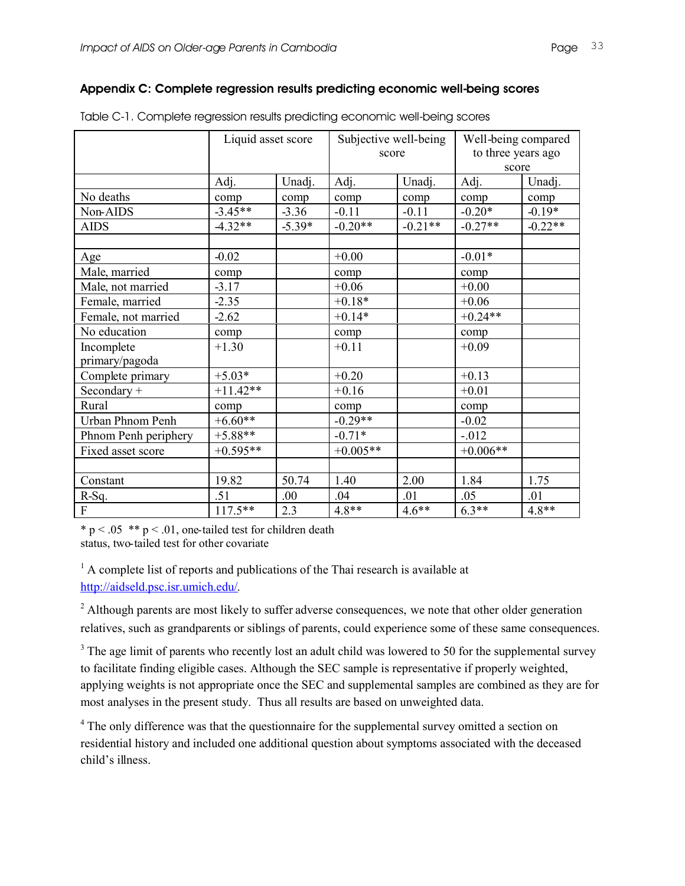## Appendix C: Complete regression results predicting economic well-being scores

Table C-1. Complete regression results predicting economic well-being scores

| | Liquid asset score | | Subjective well-being score | | Well-being compared to three years ago score | |
|---|---|---|---|---|---|---|
| | Adj. | Unadj. | Adj. | Unadj. | Adj. | Unadj. |
| No deaths | comp | comp | comp | comp | comp | comp |
| Non-AIDS | -3.45** | -3.36 | -0.11 | -0.11 | -0.20* | -0.19* |
| AIDS | -4.32** | -5.39* | -0.20** | -0.21** | -0.27** | -0.22** |
| | | | | | | |
| Age | -0.02 | | +0.00 | | -0.01* | |
| Male, married | comp | | comp | | comp | |
| Male, not married | -3.17 | | +0.06 | | +0.00 | |
| Female, married | -2.35 | | +0.18* | | +0.06 | |
| Female, not married | -2.62 | | +0.14* | | +0.24** | |
| No education | comp | | comp | | comp | |
| Incomplete primary/pagoda | +1.30 | | +0.11 | | +0.09 | |
| Complete primary | +5.03* | | +0.20 | | +0.13 | |
| Secondary + | +11.42** | | +0.16 | | +0.01 | |
| Rural | comp | | comp | | comp | |
| Urban Phnom Penh | +6.60** | | -0.29** | | -0.02 | |
| Phnom Penh periphery | +5.88** | | -0.71* | | -.012 | |
| Fixed asset score | +0.595** | | +0.005** | | +0.006** | |
| | | | | | | |
| Constant | 19.82 | 50.74 | 1.40 | 2.00 | 1.84 | 1.75 |
| R-Sq. | .51 | .00 | .04 | .01 | .05 | .01 |
| F | 117.5** | 2.3 | 4.8** | 4.6** | 6.3** | 4.8** |

* $p < .05$ ** $p < .01$, one-tailed test for children death status, two-tailed test for other covariate

[1] A complete list of reports and publications of the Thai research is available at http://aidseld.psc.isr.umich.edu/.

[2] Although parents are most likely to suffer adverse consequences, we note that other older generation relatives, such as grandparents or siblings of parents, could experience some of these same consequences.

[3] The age limit of parents who recently lost an adult child was lowered to 50 for the supplemental survey to facilitate finding eligible cases. Although the SEC sample is representative if properly weighted, applying weights is not appropriate once the SEC and supplemental samples are combined as they are for most analyses in the present study. Thus all results are based on unweighted data.

[4] The only difference was that the questionnaire for the supplemental survey omitted a section on residential history and included one additional question about symptoms associated with the deceased child's illness.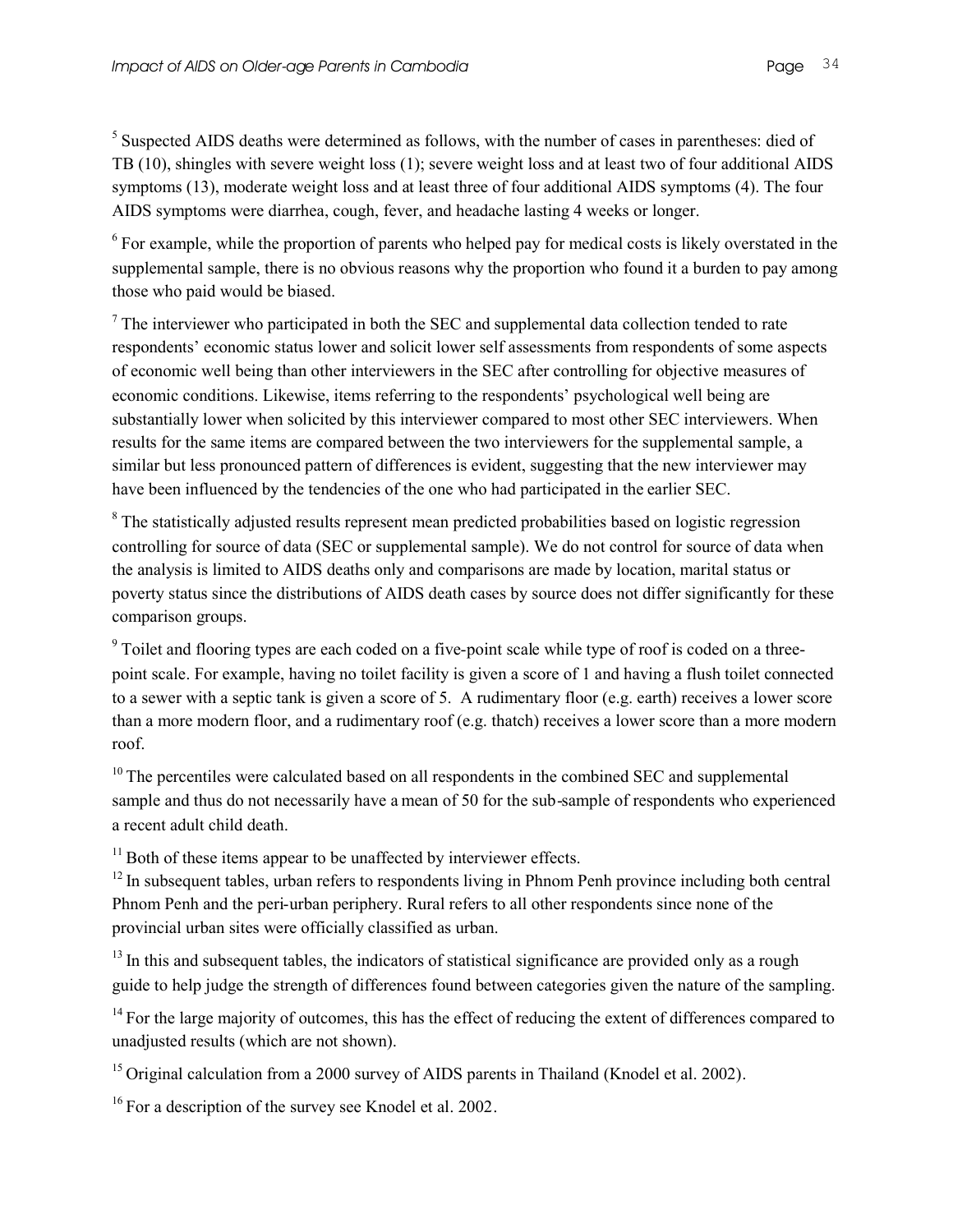[5] Suspected AIDS deaths were determined as follows, with the number of cases in parentheses: died of TB (10), shingles with severe weight loss (1); severe weight loss and at least two of four additional AIDS symptoms (13), moderate weight loss and at least three of four additional AIDS symptoms (4). The four AIDS symptoms were diarrhea, cough, fever, and headache lasting 4 weeks or longer.

[6] For example, while the proportion of parents who helped pay for medical costs is likely overstated in the supplemental sample, there is no obvious reasons why the proportion who found it a burden to pay among those who paid would be biased.

[7] The interviewer who participated in both the SEC and supplemental data collection tended to rate respondents' economic status lower and solicit lower self assessments from respondents of some aspects of economic well being than other interviewers in the SEC after controlling for objective measures of economic conditions. Likewise, items referring to the respondents' psychological well being are substantially lower when solicited by this interviewer compared to most other SEC interviewers. When results for the same items are compared between the two interviewers for the supplemental sample, a similar but less pronounced pattern of differences is evident, suggesting that the new interviewer may have been influenced by the tendencies of the one who had participated in the earlier SEC.

[8] The statistically adjusted results represent mean predicted probabilities based on logistic regression controlling for source of data (SEC or supplemental sample). We do not control for source of data when the analysis is limited to AIDS deaths only and comparisons are made by location, marital status or poverty status since the distributions of AIDS death cases by source does not differ significantly for these comparison groups.

[9] Toilet and flooring types are each coded on a five-point scale while type of roof is coded on a three-point scale. For example, having no toilet facility is given a score of 1 and having a flush toilet connected to a sewer with a septic tank is given a score of 5. A rudimentary floor (e.g. earth) receives a lower score than a more modern floor, and a rudimentary roof (e.g. thatch) receives a lower score than a more modern roof.

[10] The percentiles were calculated based on all respondents in the combined SEC and supplemental sample and thus do not necessarily have a mean of 50 for the sub-sample of respondents who experienced a recent adult child death.

[11] Both of these items appear to be unaffected by interviewer effects.

[12] In subsequent tables, urban refers to respondents living in Phnom Penh province including both central Phnom Penh and the peri-urban periphery. Rural refers to all other respondents since none of the provincial urban sites were officially classified as urban.

[13] In this and subsequent tables, the indicators of statistical significance are provided only as a rough guide to help judge the strength of differences found between categories given the nature of the sampling.

[14] For the large majority of outcomes, this has the effect of reducing the extent of differences compared to unadjusted results (which are not shown).

[15] Original calculation from a 2000 survey of AIDS parents in Thailand (Knodel et al. 2002).

[16] For a description of the survey see Knodel et al. 2002.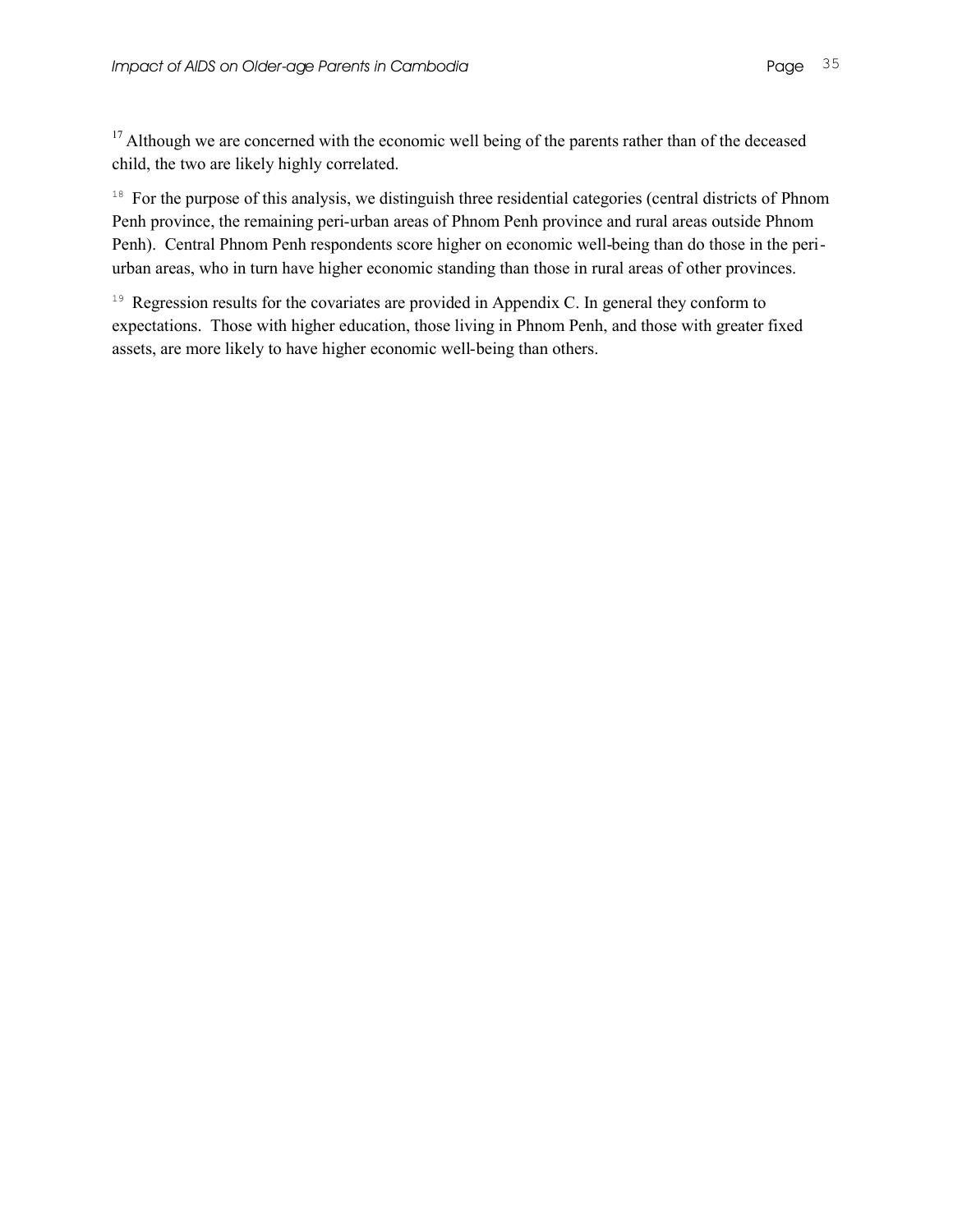[17] Although we are concerned with the economic well being of the parents rather than of the deceased child, the two are likely highly correlated.

[18] For the purpose of this analysis, we distinguish three residential categories (central districts of Phnom Penh province, the remaining peri-urban areas of Phnom Penh province and rural areas outside Phnom Penh). Central Phnom Penh respondents score higher on economic well-being than do those in the peri-urban areas, who in turn have higher economic standing than those in rural areas of other provinces.

[19] Regression results for the covariates are provided in Appendix C. In general they conform to expectations. Those with higher education, those living in Phnom Penh, and those with greater fixed assets, are more likely to have higher economic well-being than others.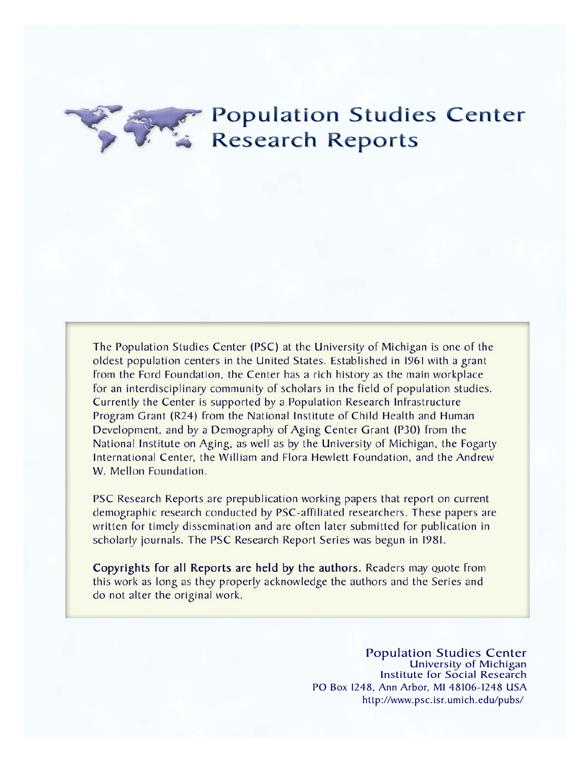# Population Studies Center Research Reports

The Population Studies Center (PSC) at the University of Michigan is one of the oldest population centers in the United States. Established in 1961 with a grant from the Ford Foundation, the Center has a rich history as the main workplace for an interdisciplinary community of scholars in the field of population studies. Currently the Center is supported by a Population Research Infrastructure Program Grant (R24) from the National Institute of Child Health and Human Development, and by a Demography of Aging Center Grant (P30) from the National Institute on Aging, as well as by the University of Michigan, the Fogarty International Center, the William and Flora Hewlett Foundation, and the Andrew W. Mellon Foundation.

PSC Research Reports are prepublication working papers that report on current demographic research conducted by PSC-affiliated researchers. These papers are written for timely dissemination and are often later submitted for publication in scholarly journals. The PSC Research Report Series was begun in 1981.

**Copyrights for all Reports are held by the authors.** Readers may quote from this work as long as they properly acknowledge the authors and the Series and do not alter the original work.

Population Studies Center
University of Michigan
Institute for Social Research
PO Box 1248, Ann Arbor, MI 48106-1248 USA
http://www.psc.isr.umich.edu/pubs/